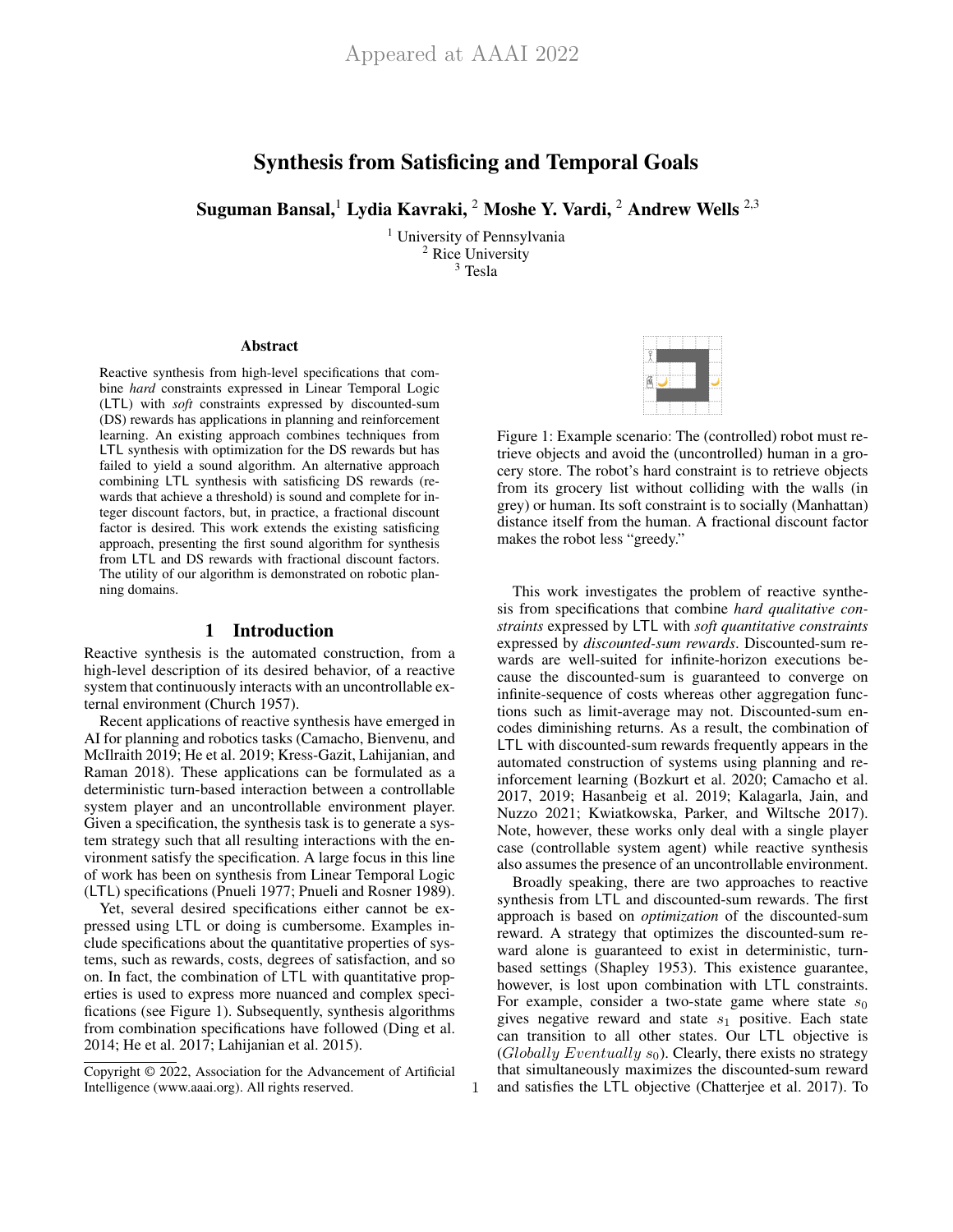Appeared at AAAI 2022

# Synthesis from Satisficing and Temporal Goals

**Suguman Bansal,[1] Lydia Kavraki, [2] Moshe Y. Vardi, [2] Andrew Wells [2,3]**

[1] University of Pennsylvania
[2] Rice University
[3] Tesla

## Abstract

Reactive synthesis from high-level specifications that combine *hard* constraints expressed in Linear Temporal Logic (LTL) with *soft* constraints expressed by discounted-sum (DS) rewards has applications in planning and reinforcement learning. An existing approach combines techniques from LTL synthesis with optimization for the DS rewards but has failed to yield a sound algorithm. An alternative approach combining LTL synthesis with satisficing DS rewards (rewards that achieve a threshold) is sound and complete for integer discount factors, but, in practice, a fractional discount factor is desired. This work extends the existing satisficing approach, presenting the first sound algorithm for synthesis from LTL and DS rewards with fractional discount factors. The utility of our algorithm is demonstrated on robotic planning domains.

## 1 Introduction

Reactive synthesis is the automated construction, from a high-level description of its desired behavior, of a reactive system that continuously interacts with an uncontrollable external environment (Church 1957).

Recent applications of reactive synthesis have emerged in AI for planning and robotics tasks (Camacho, Bienvenu, and McIlraith 2019; He et al. 2019; Kress-Gazit, Lahijanian, and Raman 2018). These applications can be formulated as a deterministic turn-based interaction between a controllable system player and an uncontrollable environment player. Given a specification, the synthesis task is to generate a system strategy such that all resulting interactions with the environment satisfy the specification. A large focus in this line of work has been on synthesis from Linear Temporal Logic (LTL) specifications (Pnueli 1977; Pnueli and Rosner 1989).

Yet, several desired specifications either cannot be expressed using LTL or doing is cumbersome. Examples include specifications about the quantitative properties of systems, such as rewards, costs, degrees of satisfaction, and so on. In fact, the combination of LTL with quantitative properties is used to express more nuanced and complex specifications (see Figure 1). Subsequently, synthesis algorithms from combination specifications have followed (Ding et al. 2014; He et al. 2017; Lahijanian et al. 2015).

Copyright © 2022, Association for the Advancement of Artificial Intelligence (www.aaai.org). All rights reserved.

Figure 1: Example scenario: The (controlled) robot must retrieve objects and avoid the (uncontrolled) human in a grocery store. The robot's hard constraint is to retrieve objects from its grocery list without colliding with the walls (in grey) or human. Its soft constraint is to socially (Manhattan) distance itself from the human. A fractional discount factor makes the robot less "greedy."

This work investigates the problem of reactive synthesis from specifications that combine *hard qualitative constraints* expressed by LTL with *soft quantitative constraints* expressed by *discounted-sum rewards*. Discounted-sum rewards are well-suited for infinite-horizon executions because the discounted-sum is guaranteed to converge on infinite-sequence of costs whereas other aggregation functions such as limit-average may not. Discounted-sum encodes diminishing returns. As a result, the combination of LTL with discounted-sum rewards frequently appears in the automated construction of systems using planning and reinforcement learning (Bozkurt et al. 2020; Camacho et al. 2017, 2019; Hasanbeig et al. 2019; Kalagarla, Jain, and Nuzzo 2021; Kwiatkowska, Parker, and Wiltsche 2017). Note, however, these works only deal with a single player case (controllable system agent) while reactive synthesis also assumes the presence of an uncontrollable environment.

Broadly speaking, there are two approaches to reactive synthesis from LTL and discounted-sum rewards. The first approach is based on *optimization* of the discounted-sum reward. A strategy that optimizes the discounted-sum reward alone is guaranteed to exist in deterministic, turn-based settings (Shapley 1953). This existence guarantee, however, is lost upon combination with LTL constraints. For example, consider a two-state game where state $s_0$ gives negative reward and state $s_1$ positive. Each state can transition to all other states. Our LTL objective is ($Globally\ Eventually\ s_0$). Clearly, there exists no strategy that simultaneously maximizes the discounted-sum reward and satisfies the LTL objective (Chatterjee et al. 2017). To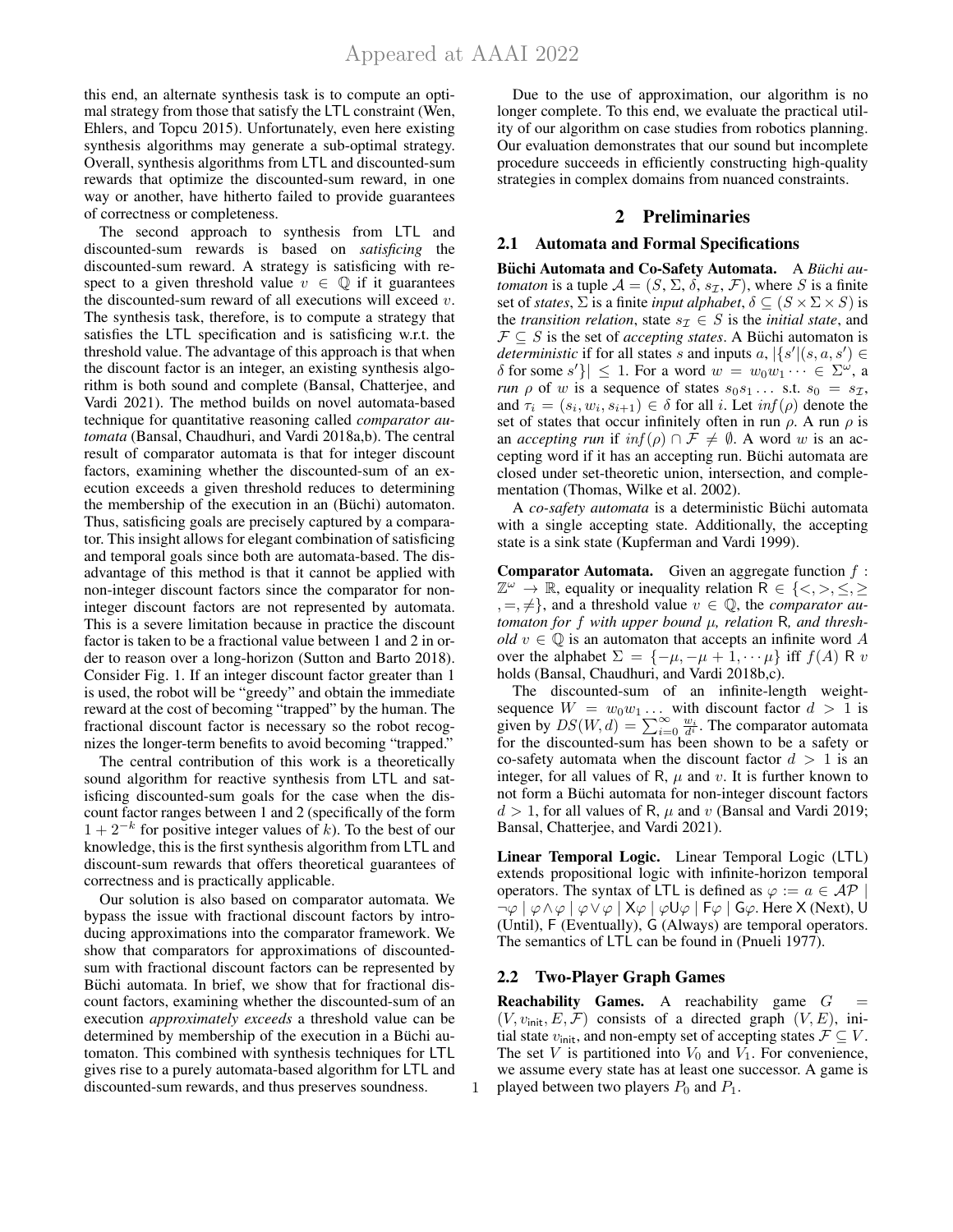this end, an alternate synthesis task is to compute an optimal strategy from those that satisfy the LTL constraint (Wen, Ehlers, and Topcu 2015). Unfortunately, even here existing synthesis algorithms may generate a sub-optimal strategy. Overall, synthesis algorithms from LTL and discounted-sum rewards that optimize the discounted-sum reward, in one way or another, have hitherto failed to provide guarantees of correctness or completeness.

The second approach to synthesis from LTL and discounted-sum rewards is based on *satisficing* the discounted-sum reward. A strategy is satisficing with respect to a given threshold value $v \in \mathbb{Q}$ if it guarantees the discounted-sum reward of all executions will exceed $v$. The synthesis task, therefore, is to compute a strategy that satisfies the LTL specification and is satisficing w.r.t. the threshold value. The advantage of this approach is that when the discount factor is an integer, an existing synthesis algorithm is both sound and complete (Bansal, Chatterjee, and Vardi 2021). The method builds on novel automata-based technique for quantitative reasoning called *comparator automata* (Bansal, Chaudhuri, and Vardi 2018a,b). The central result of comparator automata is that for integer discount factors, examining whether the discounted-sum of an execution exceeds a given threshold reduces to determining the membership of the execution in an (Büchi) automaton. Thus, satisficing goals are precisely captured by a comparator. This insight allows for elegant combination of satisficing and temporal goals since both are automata-based. The disadvantage of this method is that it cannot be applied with non-integer discount factors since the comparator for non-integer discount factors are not represented by automata. This is a severe limitation because in practice the discount factor is taken to be a fractional value between 1 and 2 in order to reason over a long-horizon (Sutton and Barto 2018). Consider Fig. 1. If an integer discount factor greater than 1 is used, the robot will be "greedy" and obtain the immediate reward at the cost of becoming "trapped" by the human. The fractional discount factor is necessary so the robot recognizes the longer-term benefits to avoid becoming "trapped."

The central contribution of this work is a theoretically sound algorithm for reactive synthesis from LTL and satisficing discounted-sum goals for the case when the discount factor ranges between 1 and 2 (specifically of the form $1+2^{-k}$ for positive integer values of $k$). To the best of our knowledge, this is the first synthesis algorithm from LTL and discount-sum rewards that offers theoretical guarantees of correctness and is practically applicable.

Our solution is also based on comparator automata. We bypass the issue with fractional discount factors by introducing approximations into the comparator framework. We show that comparators for approximations of discounted-sum with fractional discount factors can be represented by Büchi automata. In brief, we show that for fractional discount factors, examining whether the discounted-sum of an execution *approximately exceeds* a threshold value can be determined by membership of the execution in a Büchi automaton. This combined with synthesis techniques for LTL gives rise to a purely automata-based algorithm for LTL and discounted-sum rewards, and thus preserves soundness.

Due to the use of approximation, our algorithm is no longer complete. To this end, we evaluate the practical utility of our algorithm on case studies from robotics planning. Our evaluation demonstrates that our sound but incomplete procedure succeeds in efficiently constructing high-quality strategies in complex domains from nuanced constraints.

## 2 Preliminaries

### 2.1 Automata and Formal Specifications

**Büchi Automata and Co-Safety Automata.** A *Büchi automaton* is a tuple $\mathcal{A} = (S, \Sigma, \delta, s_{\mathcal{I}}, \mathcal{F})$, where $S$ is a finite set of *states*, $\Sigma$ is a finite *input alphabet*, $\delta \subseteq (S \times \Sigma \times S)$ is the *transition relation*, state $s_{\mathcal{I}} \in S$ is the *initial state*, and $\mathcal{F} \subseteq S$ is the set of *accepting states*. A Büchi automaton is *deterministic* if for all states $s$ and inputs $a$, $|\{s' | (s, a, s') \in \delta \text{ for some } s'\}| \leq 1$. For a word $w = w_0 w_1 \dots \in \Sigma^\omega$, a *run* $\rho$ of $w$ is a sequence of states $s_0 s_1 \dots$ s.t. $s_0 = s_{\mathcal{I}}$, and $\tau_i = (s_i, w_i, s_{i+1}) \in \delta$ for all $i$. Let $inf(\rho)$ denote the set of states that occur infinitely often in run $\rho$. A run $\rho$ is an *accepting run* if $inf(\rho) \cap \mathcal{F} \neq \emptyset$. A word $w$ is an accepting word if it has an accepting run. Büchi automata are closed under set-theoretic union, intersection, and complementation (Thomas, Wilke et al. 2002).

A *co-safety automata* is a deterministic Büchi automata with a single accepting state. Additionally, the accepting state is a sink state (Kupferman and Vardi 1999).

**Comparator Automata.** Given an aggregate function $f : \mathbb{Z}^\omega \to \mathbb{R}$, equality or inequality relation $\mathsf{R} \in \{<, >, \leq, \geq, =, \neq\}$, and a threshold value $v \in \mathbb{Q}$, the *comparator automaton for $f$ with upper bound $\mu$, relation $\mathsf{R}$, and threshold $v \in \mathbb{Q}$* is an automaton that accepts an infinite word $A$ over the alphabet $\Sigma = \{-\mu, -\mu+1, \cdots \mu\}$ iff $f(A)$ $\mathsf{R}$ $v$ holds (Bansal, Chaudhuri, and Vardi 2018b,c).

The discounted-sum of an infinite-length weight-sequence $W = w_0 w_1 \dots$ with discount factor $d > 1$ is given by $DS(W, d) = \sum_{i=0}^{\infty} \frac{w_i}{d^i}$. The comparator automata for the discounted-sum has been shown to be a safety or co-safety automata when the discount factor $d > 1$ is an integer, for all values of $\mathsf{R}$, $\mu$ and $v$. It is further known to not form a Büchi automata for non-integer discount factors $d > 1$, for all values of $\mathsf{R}$, $\mu$ and $v$ (Bansal and Vardi 2019; Bansal, Chatterjee, and Vardi 2021).

**Linear Temporal Logic.** Linear Temporal Logic (LTL) extends propositional logic with infinite-horizon temporal operators. The syntax of LTL is defined as $\varphi := a \in \mathcal{AP} \mid \neg\varphi \mid \varphi \wedge \varphi \mid \varphi \vee \varphi \mid \mathsf{X}\varphi \mid \varphi \mathsf{U} \varphi \mid \mathsf{F}\varphi \mid \mathsf{G}\varphi$. Here $\mathsf{X}$ (Next), $\mathsf{U}$ (Until), $\mathsf{F}$ (Eventually), $\mathsf{G}$ (Always) are temporal operators. The semantics of LTL can be found in (Pnueli 1977).

### 2.2 Two-Player Graph Games

**Reachability Games.** A reachability game $G = (V, v_{\mathsf{init}}, E, \mathcal{F})$ consists of a directed graph $(V, E)$, initial state $v_{\mathsf{init}}$, and non-empty set of accepting states $\mathcal{F} \subseteq V$. The set $V$ is partitioned into $V_0$ and $V_1$. For convenience, we assume every state has at least one successor. A game is played between two players $P_0$ and $P_1$.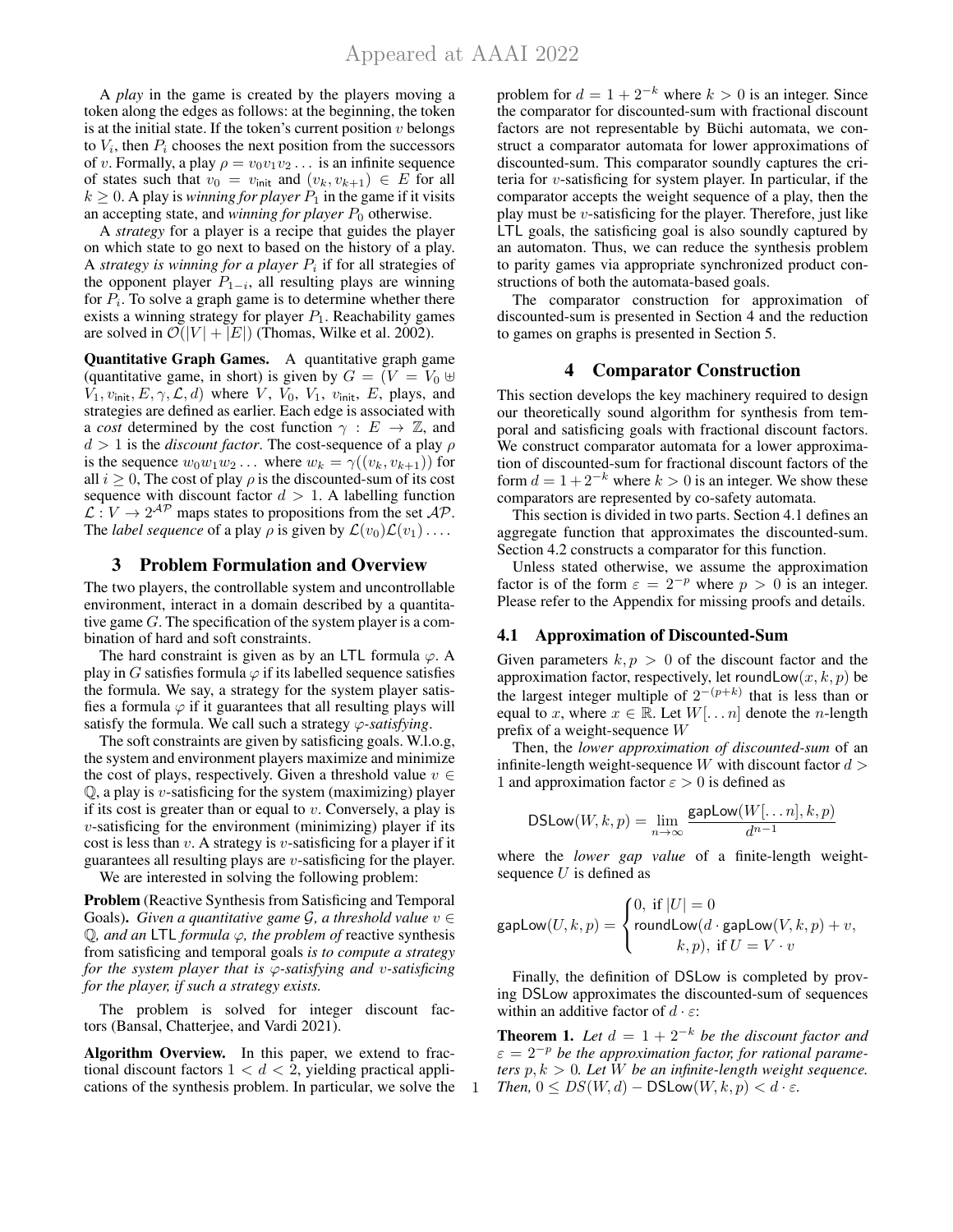A *play* in the game is created by the players moving a token along the edges as follows: at the beginning, the token is at the initial state. If the token's current position $v$ belongs to $V_i$, then $P_i$ chooses the next position from the successors of $v$. Formally, a play $\rho = v_0 v_1 v_2 \dots$ is an infinite sequence of states such that $v_0 = v_{\mathsf{init}}$ and $(v_k, v_{k+1}) \in E$ for all $k \geq 0$. A play is *winning for player* $P_1$ in the game if it visits an accepting state, and *winning for player* $P_0$ otherwise.

A *strategy* for a player is a recipe that guides the player on which state to go next to based on the history of a play. A *strategy is winning for a player* $P_i$ if for all strategies of the opponent player $P_{1-i}$, all resulting plays are winning for $P_i$. To solve a graph game is to determine whether there exists a winning strategy for player $P_1$. Reachability games are solved in $\mathcal{O}(|V| + |E|)$ (Thomas, Wilke et al. 2002).

**Quantitative Graph Games.** A quantitative graph game (quantitative game, in short) is given by $G = (V = V_0 \uplus V_1, v_{\mathsf{init}}, E, \gamma, \mathcal{L}, d)$ where $V$, $V_0$, $V_1$, $v_{\mathsf{init}}$, $E$, plays, and strategies are defined as earlier. Each edge is associated with a *cost* determined by the cost function $\gamma : E \to \mathbb{Z}$, and $d > 1$ is the *discount factor*. The cost-sequence of a play $\rho$ is the sequence $w_0 w_1 w_2 \dots$ where $w_k = \gamma((v_k, v_{k+1}))$ for all $i \geq 0$, The cost of play $\rho$ is the discounted-sum of its cost sequence with discount factor $d > 1$. A labelling function $\mathcal{L} : V \to 2^{\mathcal{AP}}$ maps states to propositions from the set $\mathcal{AP}$. The *label sequence* of a play $\rho$ is given by $\mathcal{L}(v_0)\mathcal{L}(v_1)\dots$.

## 3 Problem Formulation and Overview

The two players, the controllable system and uncontrollable environment, interact in a domain described by a quantitative game $G$. The specification of the system player is a combination of hard and soft constraints.

The hard constraint is given as by an LTL formula $\varphi$. A play in $G$ satisfies formula $\varphi$ if its labelled sequence satisfies the formula. We say, a strategy for the system player satisfies a formula $\varphi$ if it guarantees that all resulting plays will satisfy the formula. We call such a strategy $\varphi$-*satisfying*.

The soft constraints are given by satisficing goals. W.l.o.g, the system and environment players maximize and minimize the cost of plays, respectively. Given a threshold value $v \in \mathbb{Q}$, a play is $v$-satisficing for the system (maximizing) player if its cost is greater than or equal to $v$. Conversely, a play is $v$-satisficing for the environment (minimizing) player if its cost is less than $v$. A strategy is $v$-satisficing for a player if it guarantees all resulting plays are $v$-satisficing for the player.

We are interested in solving the following problem:

**Problem** (Reactive Synthesis from Satisficing and Temporal Goals). *Given a quantitative game $\mathcal{G}$, a threshold value $v \in \mathbb{Q}$, and an* LTL *formula $\varphi$, the problem of* reactive synthesis from satisficing and temporal goals *is to compute a strategy for the system player that is $\varphi$-satisfying and $v$-satisficing for the player, if such a strategy exists.*

The problem is solved for integer discount factors (Bansal, Chatterjee, and Vardi 2021).

**Algorithm Overview.** In this paper, we extend to fractional discount factors $1 < d < 2$, yielding practical applications of the synthesis problem. In particular, we solve the problem for $d = 1 + 2^{-k}$ where $k > 0$ is an integer. Since the comparator for discounted-sum with fractional discount factors are not representable by Büchi automata, we construct a comparator automata for lower approximations of discounted-sum. This comparator soundly captures the criteria for $v$-satisficing for system player. In particular, if the comparator accepts the weight sequence of a play, then the play must be $v$-satisficing for the player. Therefore, just like LTL goals, the satisficing goal is also soundly captured by an automaton. Thus, we can reduce the synthesis problem to parity games via appropriate synchronized product constructions of both the automata-based goals.

The comparator construction for approximation of discounted-sum is presented in Section 4 and the reduction to games on graphs is presented in Section 5.

## 4 Comparator Construction

This section develops the key machinery required to design our theoretically sound algorithm for synthesis from temporal and satisficing goals with fractional discount factors. We construct comparator automata for a lower approximation of discounted-sum for fractional discount factors of the form $d = 1 + 2^{-k}$ where $k > 0$ is an integer. We show these comparators are represented by co-safety automata.

This section is divided in two parts. Section 4.1 defines an aggregate function that approximates the discounted-sum. Section 4.2 constructs a comparator for this function.

Unless stated otherwise, we assume the approximation factor is of the form $\varepsilon = 2^{-p}$ where $p > 0$ is an integer. Please refer to the Appendix for missing proofs and details.

### 4.1 Approximation of Discounted-Sum

Given parameters $k, p > 0$ of the discount factor and the approximation factor, respectively, let $\mathsf{roundLow}(x, k, p)$ be the largest integer multiple of $2^{-(p+k)}$ that is less than or equal to $x$, where $x \in \mathbb{R}$. Let $W[\dots n]$ denote the $n$-length prefix of a weight-sequence $W$

Then, the *lower approximation of discounted-sum* of an infinite-length weight-sequence $W$ with discount factor $d > 1$ and approximation factor $\varepsilon > 0$ is defined as

$$\mathsf{DSLow}(W, k, p) = \lim_{n \to \infty} \frac{\mathsf{gapLow}(W[\dots n], k, p)}{d^{n-1}}$$

where the *lower gap value* of a finite-length weight-sequence $U$ is defined as

$$\mathsf{gapLow}(U, k, p) = \begin{cases} 0, \text{ if } |U| = 0 \\ \mathsf{roundLow}(d \cdot \mathsf{gapLow}(V, k, p) + v, \\ \qquad k, p), \text{ if } U = V \cdot v \end{cases}$$

Finally, the definition of $\mathsf{DSLow}$ is completed by proving $\mathsf{DSLow}$ approximates the discounted-sum of sequences within an additive factor of $d \cdot \varepsilon$:

**Theorem 1.** *Let $d = 1 + 2^{-k}$ be the discount factor and $\varepsilon = 2^{-p}$ be the approximation factor, for rational parameters $p, k > 0$. Let $W$ be an infinite-length weight sequence. Then, $0 \leq DS(W, d) - \mathsf{DSLow}(W, k, p) < d \cdot \varepsilon$.*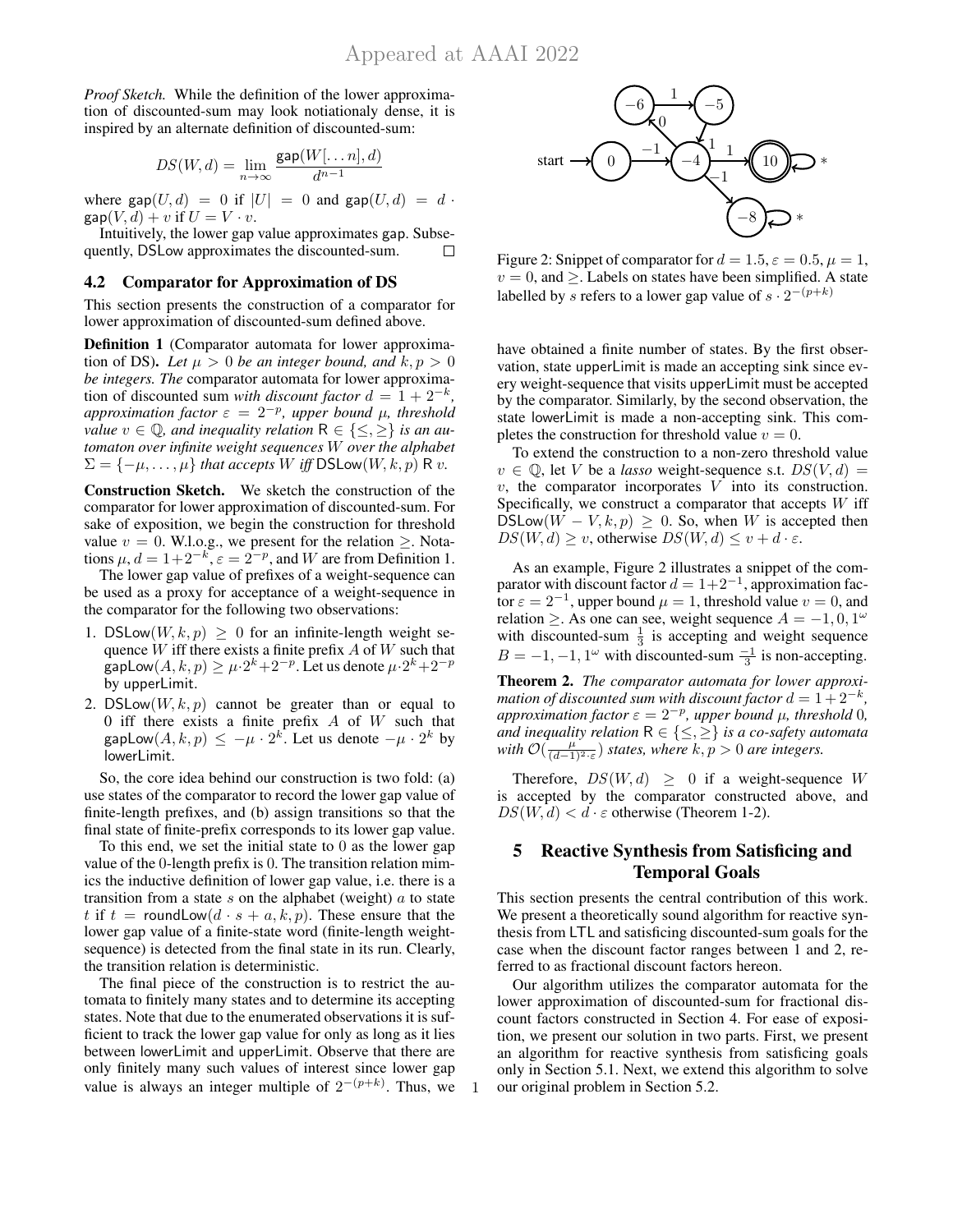*Proof Sketch.* While the definition of the lower approximation of discounted-sum may look notiationaly dense, it is inspired by an alternate definition of discounted-sum:

$$DS(W, d) = \lim_{n \to \infty} \frac{\mathsf{gap}(W[\ldots n], d)}{d^{n-1}}$$

where $\mathsf{gap}(U, d) = 0$ if $|U| = 0$ and $\mathsf{gap}(U, d) = d \cdot \mathsf{gap}(V, d) + v$ if $U = V \cdot v$.

Intuitively, the lower gap value approximates gap. Subsequently, DSLow approximates the discounted-sum. □

### 4.2 Comparator for Approximation of DS

This section presents the construction of a comparator for lower approximation of discounted-sum defined above.

**Definition 1** (Comparator automata for lower approximation of DS). *Let $\mu > 0$ be an integer bound, and $k, p > 0$ be integers. The* comparator automata for lower approximation of discounted sum *with discount factor $d = 1 + 2^{-k}$, approximation factor $\varepsilon = 2^{-p}$, upper bound $\mu$, threshold value $v \in \mathbb{Q}$, and inequality relation $\mathsf{R} \in \{\leq, \geq\}$ is an automaton over infinite weight sequences $W$ over the alphabet $\Sigma = \{-\mu, \ldots, \mu\}$ that accepts $W$ iff $\mathsf{DSLow}(W, k, p)$ $\mathsf{R}$ $v$.*

**Construction Sketch.** We sketch the construction of the comparator for lower approximation of discounted-sum. For sake of exposition, we begin the construction for threshold value $v = 0$. W.l.o.g., we present for the relation $\geq$. Notations $\mu, d = 1+2^{-k}, \varepsilon = 2^{-p}$, and $W$ are from Definition 1.

The lower gap value of prefixes of a weight-sequence can be used as a proxy for acceptance of a weight-sequence in the comparator for the following two observations:

1. $\mathsf{DSLow}(W, k, p) \geq 0$ for an infinite-length weight sequence $W$ iff there exists a finite prefix $A$ of $W$ such that $\mathsf{gapLow}(A, k, p) \geq \mu \cdot 2^k + 2^{-p}$. Let us denote $\mu \cdot 2^k + 2^{-p}$ by upperLimit.
2. $\mathsf{DSLow}(W, k, p)$ cannot be greater than or equal to 0 iff there exists a finite prefix $A$ of $W$ such that $\mathsf{gapLow}(A, k, p) \leq -\mu \cdot 2^k$. Let us denote $-\mu \cdot 2^k$ by lowerLimit.

So, the core idea behind our construction is two fold: (a) use states of the comparator to record the lower gap value of finite-length prefixes, and (b) assign transitions so that the final state of finite-prefix corresponds to its lower gap value.

To this end, we set the initial state to 0 as the lower gap value of the 0-length prefix is 0. The transition relation mimics the inductive definition of lower gap value, i.e. there is a transition from a state $s$ on the alphabet (weight) $a$ to state $t$ if $t = \mathsf{roundLow}(d \cdot s + a, k, p)$. These ensure that the lower gap value of a finite-state word (finite-length weight-sequence) is detected from the final state in its run. Clearly, the transition relation is deterministic.

The final piece of the construction is to restrict the automata to finitely many states and to determine its accepting states. Note that due to the enumerated observations it is sufficient to track the lower gap value for only as long as it lies between lowerLimit and upperLimit. Observe that there are only finitely many such values of interest since lower gap value is always an integer multiple of $2^{-(p+k)}$. Thus, we have obtained a finite number of states. By the first observation, state upperLimit is made an accepting sink since every weight-sequence that visits upperLimit must be accepted by the comparator. Similarly, by the second observation, the state lowerLimit is made a non-accepting sink. This completes the construction for threshold value $v = 0$.

To extend the construction to a non-zero threshold value $v \in \mathbb{Q}$, let $V$ be a *lasso* weight-sequence s.t. $DS(V, d) = v$, the comparator incorporates $V$ into its construction. Specifically, we construct a comparator that accepts $W$ iff $\mathsf{DSLow}(W - V, k, p) \geq 0$. So, when $W$ is accepted then $DS(W, d) \geq v$, otherwise $DS(W, d) \leq v + d \cdot \varepsilon$.

Figure 2: Snippet of comparator for $d = 1.5, \varepsilon = 0.5, \mu = 1$, $v = 0$, and $\geq$. Labels on states have been simplified. A state labelled by $s$ refers to a lower gap value of $s \cdot 2^{-(p+k)}$

As an example, Figure 2 illustrates a snippet of the comparator with discount factor $d = 1+2^{-1}$, approximation factor $\varepsilon = 2^{-1}$, upper bound $\mu = 1$, threshold value $v = 0$, and relation $\geq$. As one can see, weight sequence $A = -1, 0, 1^\omega$ with discounted-sum $\frac{1}{3}$ is accepting and weight sequence $B = -1, -1, 1^\omega$ with discounted-sum $\frac{-1}{3}$ is non-accepting.

**Theorem 2.** *The comparator automata for lower approximation of discounted sum with discount factor $d = 1 + 2^{-k}$, approximation factor $\varepsilon = 2^{-p}$, upper bound $\mu$, threshold 0, and inequality relation $\mathsf{R} \in \{\leq, \geq\}$ is a co-safety automata with $\mathcal{O}(\frac{\mu}{(d-1)^2 \cdot \varepsilon})$ states, where $k, p > 0$ are integers.*

Therefore, $DS(W, d) \geq 0$ if a weight-sequence $W$ is accepted by the comparator constructed above, and $DS(W, d) < d \cdot \varepsilon$ otherwise (Theorem 1-2).

## 5 Reactive Synthesis from Satisficing and Temporal Goals

This section presents the central contribution of this work. We present a theoretically sound algorithm for reactive synthesis from LTL and satisficing discounted-sum goals for the case when the discount factor ranges between 1 and 2, referred to as fractional discount factors hereon.

Our algorithm utilizes the comparator automata for the lower approximation of discounted-sum for fractional discount factors constructed in Section 4. For ease of exposition, we present our solution in two parts. First, we present an algorithm for reactive synthesis from satisficing goals only in Section 5.1. Next, we extend this algorithm to solve our original problem in Section 5.2.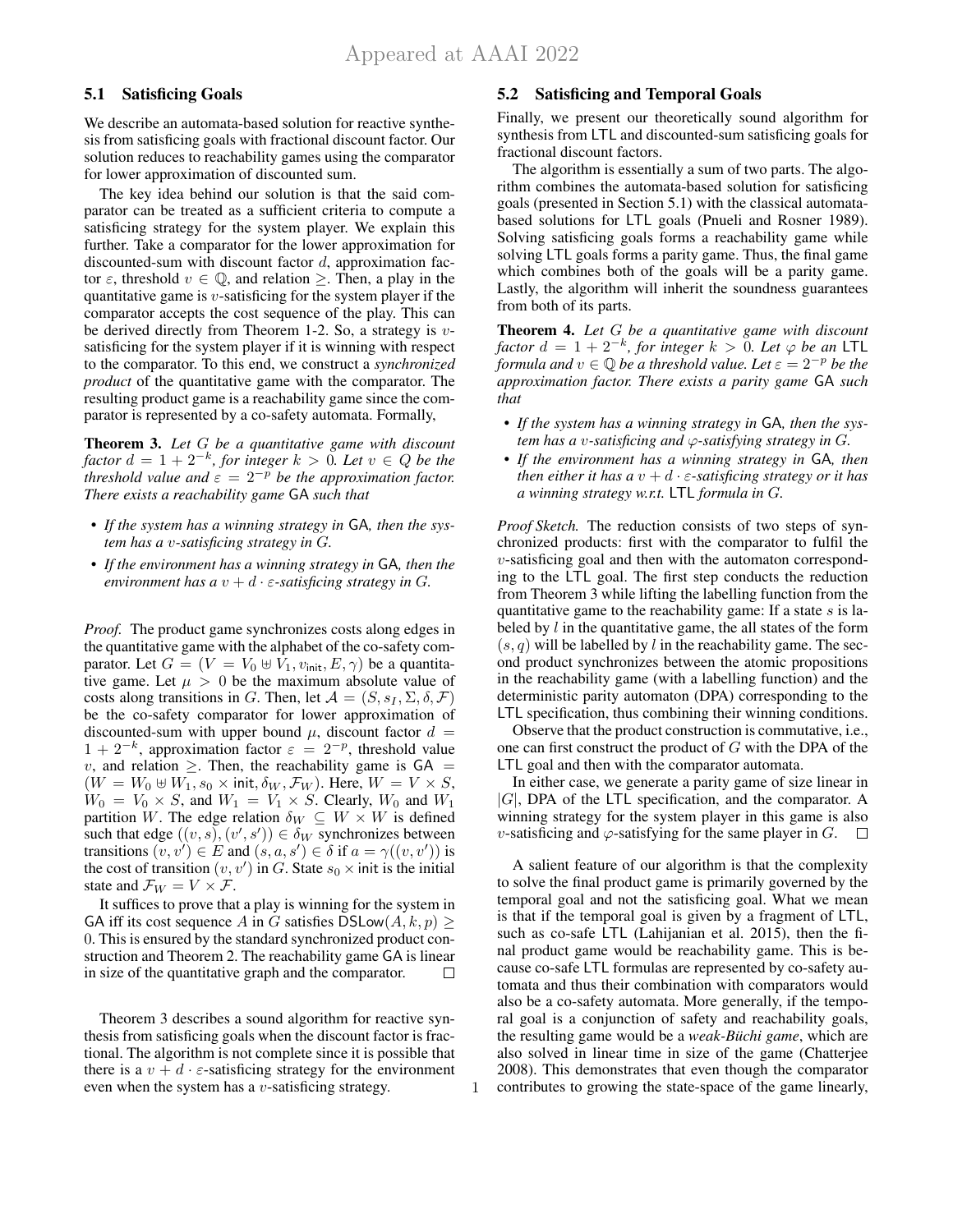### 5.1 Satisficing Goals

We describe an automata-based solution for reactive synthesis from satisficing goals with fractional discount factor. Our solution reduces to reachability games using the comparator for lower approximation of discounted sum.

The key idea behind our solution is that the said comparator can be treated as a sufficient criteria to compute a satisficing strategy for the system player. We explain this further. Take a comparator for the lower approximation for discounted-sum with discount factor $d$, approximation factor $\varepsilon$, threshold $v \in \mathbb{Q}$, and relation $\geq$. Then, a play in the quantitative game is $v$-satisficing for the system player if the comparator accepts the cost sequence of the play. This can be derived directly from Theorem 1-2. So, a strategy is $v$-satisficing for the system player if it is winning with respect to the comparator. To this end, we construct a *synchronized product* of the quantitative game with the comparator. The resulting product game is a reachability game since the comparator is represented by a co-safety automata. Formally,

**Theorem 3.** *Let $G$ be a quantitative game with discount factor $d = 1 + 2^{-k}$, for integer $k > 0$. Let $v \in Q$ be the threshold value and $\varepsilon = 2^{-p}$ be the approximation factor. There exists a reachability game* GA *such that*

- *If the system has a winning strategy in* GA*, then the system has a $v$-satisficing strategy in $G$.*
- *If the environment has a winning strategy in* GA*, then the environment has a $v + d \cdot \varepsilon$-satisficing strategy in $G$.*

*Proof.* The product game synchronizes costs along edges in the quantitative game with the alphabet of the co-safety comparator. Let $G = (V = V_0 \uplus V_1, v_{\mathsf{init}}, E, \gamma)$ be a quantitative game. Let $\mu > 0$ be the maximum absolute value of costs along transitions in $G$. Then, let $\mathcal{A} = (S, s_I, \Sigma, \delta, \mathcal{F})$ be the co-safety comparator for lower approximation of discounted-sum with upper bound $\mu$, discount factor $d = 1 + 2^{-k}$, approximation factor $\varepsilon = 2^{-p}$, threshold value $v$, and relation $\geq$. Then, the reachability game is $\mathsf{GA} = (W = W_0 \uplus W_1, s_0 \times \mathsf{init}, \delta_W, \mathcal{F}_W)$. Here, $W = V \times S$, $W_0 = V_0 \times S$, and $W_1 = V_1 \times S$. Clearly, $W_0$ and $W_1$ partition $W$. The edge relation $\delta_W \subseteq W \times W$ is defined such that edge $((v, s), (v', s')) \in \delta_W$ synchronizes between transitions $(v, v') \in E$ and $(s, a, s') \in \delta$ if $a = \gamma((v, v'))$ is the cost of transition $(v, v')$ in $G$. State $s_0 \times \mathsf{init}$ is the initial state and $\mathcal{F}_W = V \times \mathcal{F}$.

It suffices to prove that a play is winning for the system in GA iff its cost sequence $A$ in $G$ satisfies $\mathsf{DSLow}(A, k, p) \geq 0$. This is ensured by the standard synchronized product construction and Theorem 2. The reachability game GA is linear in size of the quantitative graph and the comparator. $\square$

Theorem 3 describes a sound algorithm for reactive synthesis from satisficing goals when the discount factor is fractional. The algorithm is not complete since it is possible that there is a $v + d \cdot \varepsilon$-satisficing strategy for the environment even when the system has a $v$-satisficing strategy.

### 5.2 Satisficing and Temporal Goals

Finally, we present our theoretically sound algorithm for synthesis from LTL and discounted-sum satisficing goals for fractional discount factors.

The algorithm is essentially a sum of two parts. The algorithm combines the automata-based solution for satisficing goals (presented in Section 5.1) with the classical automata-based solutions for LTL goals (Pnueli and Rosner 1989). Solving satisficing goals forms a reachability game while solving LTL goals forms a parity game. Thus, the final game which combines both of the goals will be a parity game. Lastly, the algorithm will inherit the soundness guarantees from both of its parts.

**Theorem 4.** *Let $G$ be a quantitative game with discount factor $d = 1 + 2^{-k}$, for integer $k > 0$. Let $\varphi$ be an* LTL *formula and $v \in \mathbb{Q}$ be a threshold value. Let $\varepsilon = 2^{-p}$ be the approximation factor. There exists a parity game* GA *such that*

- *If the system has a winning strategy in* GA*, then the system has a $v$-satisficing and $\varphi$-satisfying strategy in $G$.*
- *If the environment has a winning strategy in* GA*, then then either it has a $v + d \cdot \varepsilon$-satisficing strategy or it has a winning strategy w.r.t.* LTL *formula in $G$.*

*Proof Sketch.* The reduction consists of two steps of synchronized products: first with the comparator to fulfil the $v$-satisficing goal and then with the automaton corresponding to the LTL goal. The first step conducts the reduction from Theorem 3 while lifting the labelling function from the quantitative game to the reachability game: If a state $s$ is labeled by $l$ in the quantitative game, the all states of the form $(s, q)$ will be labelled by $l$ in the reachability game. The second product synchronizes between the atomic propositions in the reachability game (with a labelling function) and the deterministic parity automaton (DPA) corresponding to the LTL specification, thus combining their winning conditions.

Observe that the product construction is commutative, i.e., one can first construct the product of $G$ with the DPA of the LTL goal and then with the comparator automata.

In either case, we generate a parity game of size linear in $|G|$, DPA of the LTL specification, and the comparator. A winning strategy for the system player in this game is also $v$-satisficing and $\varphi$-satisfying for the same player in $G$. $\square$

A salient feature of our algorithm is that the complexity to solve the final product game is primarily governed by the temporal goal and not the satisficing goal. What we mean is that if the temporal goal is given by a fragment of LTL, such as co-safe LTL (Lahijanian et al. 2015), then the final product game would be reachability game. This is because co-safe LTL formulas are represented by co-safety automata and thus their combination with comparators would also be a co-safety automata. More generally, if the temporal goal is a conjunction of safety and reachability goals, the resulting game would be a *weak-Büchi game*, which are also solved in linear time in size of the game (Chatterjee 2008). This demonstrates that even though the comparator contributes to growing the state-space of the game linearly,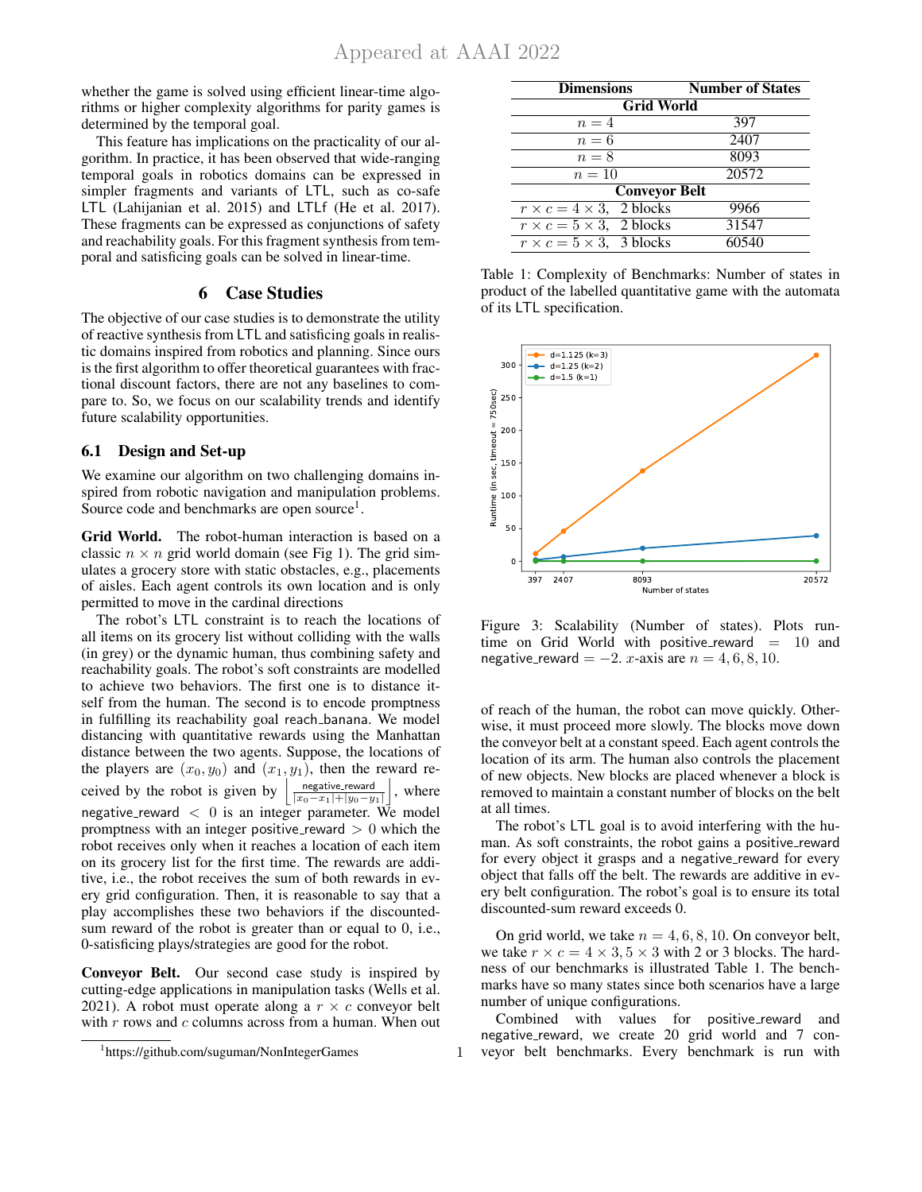whether the game is solved using efficient linear-time algorithms or higher complexity algorithms for parity games is determined by the temporal goal.

This feature has implications on the practicality of our algorithm. In practice, it has been observed that wide-ranging temporal goals in robotics domains can be expressed in simpler fragments and variants of LTL, such as co-safe LTL (Lahijanian et al. 2015) and LTLf (He et al. 2017). These fragments can be expressed as conjunctions of safety and reachability goals. For this fragment synthesis from temporal and satisficing goals can be solved in linear-time.

## 6 Case Studies

The objective of our case studies is to demonstrate the utility of reactive synthesis from LTL and satisficing goals in realistic domains inspired from robotics and planning. Since ours is the first algorithm to offer theoretical guarantees with fractional discount factors, there are not any baselines to compare to. So, we focus on our scalability trends and identify future scalability opportunities.

### 6.1 Design and Set-up

We examine our algorithm on two challenging domains inspired from robotic navigation and manipulation problems. Source code and benchmarks are open source[1].

**Grid World.** The robot-human interaction is based on a classic $n \times n$ grid world domain (see Fig 1). The grid simulates a grocery store with static obstacles, e.g., placements of aisles. Each agent controls its own location and is only permitted to move in the cardinal directions

The robot's LTL constraint is to reach the locations of all items on its grocery list without colliding with the walls (in grey) or the dynamic human, thus combining safety and reachability goals. The robot's soft constraints are modelled to achieve two behaviors. The first one is to distance itself from the human. The second is to encode promptness in fulfilling its reachability goal reach_banana. We model distancing with quantitative rewards using the Manhattan distance between the two agents. Suppose, the locations of the players are $(x_0, y_0)$ and $(x_1, y_1)$, then the reward received by the robot is given by $\left\lfloor \frac{\text{negative\_reward}}{|x_0-x_1|+|y_0-y_1|} \right\rfloor$, where negative_reward $< 0$ is an integer parameter. We model promptness with an integer positive_reward $> 0$ which the robot receives only when it reaches a location of each item on its grocery list for the first time. The rewards are additive, i.e., the robot receives the sum of both rewards in every grid configuration. Then, it is reasonable to say that a play accomplishes these two behaviors if the discounted-sum reward of the robot is greater than or equal to 0, i.e., 0-satisficing plays/strategies are good for the robot.

**Conveyor Belt.** Our second case study is inspired by cutting-edge applications in manipulation tasks (Wells et al. 2021). A robot must operate along a $r \times c$ conveyor belt with $r$ rows and $c$ columns across from a human. When out of reach of the human, the robot can move quickly. Otherwise, it must proceed more slowly. The blocks move down the conveyor belt at a constant speed. Each agent controls the location of its arm. The human also controls the placement of new objects. New blocks are placed whenever a block is removed to maintain a constant number of blocks on the belt at all times.

The robot's LTL goal is to avoid interfering with the human. As soft constraints, the robot gains a positive_reward for every object it grasps and a negative_reward for every object that falls off the belt. The rewards are additive in every belt configuration. The robot's goal is to ensure its total discounted-sum reward exceeds 0.

On grid world, we take $n = 4, 6, 8, 10$. On conveyor belt, we take $r \times c = 4 \times 3, 5 \times 3$ with 2 or 3 blocks. The hardness of our benchmarks is illustrated Table 1. The benchmarks have so many states since both scenarios have a large number of unique configurations.

Combined with values for positive_reward and negative_reward, we create 20 grid world and 7 conveyor belt benchmarks. Every benchmark is run with

| Dimensions | Number of States |
|---|---|
| **Grid World** | |
| $n = 4$ | 397 |
| $n = 6$ | 2407 |
| $n = 8$ | 8093 |
| $n = 10$ | 20572 |
| **Conveyor Belt** | |
| $r \times c = 4 \times 3$, 2 blocks | 9966 |
| $r \times c = 5 \times 3$, 2 blocks | 31547 |
| $r \times c = 5 \times 3$, 3 blocks | 60540 |

Table 1: Complexity of Benchmarks: Number of states in product of the labelled quantitative game with the automata of its LTL specification.

Figure 3: Scalability (Number of states). Plots runtime on Grid World with positive_reward $= 10$ and negative_reward $= -2$. $x$-axis are $n = 4, 6, 8, 10$.

[1] https://github.com/suguman/NonIntegerGames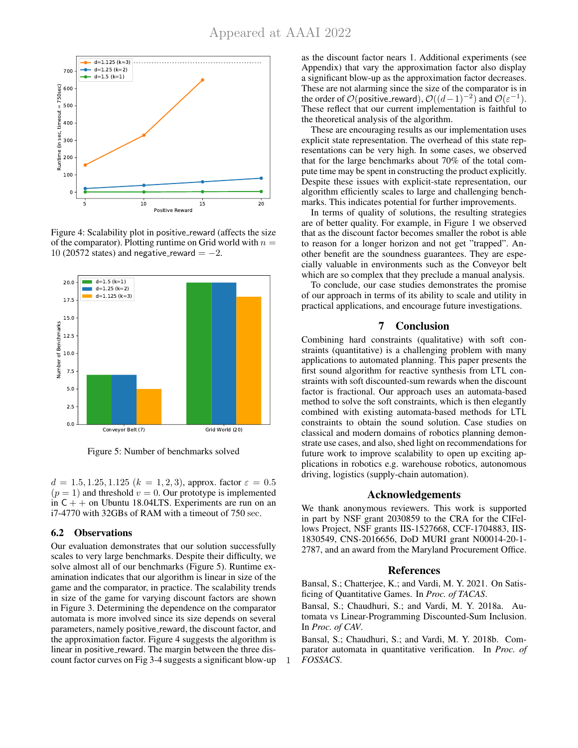Figure 4: Scalability plot in positive_reward (affects the size of the comparator). Plotting runtime on Grid world with $n = 10$ (20572 states) and negative_reward $= -2$.

Figure 5: Number of benchmarks solved

$d = 1.5, 1.25, 1.125$ ($k = 1, 2, 3$), approx. factor $\varepsilon = 0.5$ ($p = 1$) and threshold $v = 0$. Our prototype is implemented in C++ on Ubuntu 18.04LTS. Experiments are run on an i7-4770 with 32GBs of RAM with a timeout of 750 sec.

### 6.2 Observations

Our evaluation demonstrates that our solution successfully scales to very large benchmarks. Despite their difficulty, we solve almost all of our benchmarks (Figure 5). Runtime examination indicates that our algorithm is linear in size of the game and the comparator, in practice. The scalability trends in size of the game for varying discount factors are shown in Figure 3. Determining the dependence on the comparator automata is more involved since its size depends on several parameters, namely positive_reward, the discount factor, and the approximation factor. Figure 4 suggests the algorithm is linear in positive_reward. The margin between the three discount factor curves on Fig 3-4 suggests a significant blow-up as the discount factor nears 1. Additional experiments (see Appendix) that vary the approximation factor also display a significant blow-up as the approximation factor decreases. These are not alarming since the size of the comparator is in the order of $\mathcal{O}(\text{positive\_reward})$, $\mathcal{O}((d-1)^{-2})$ and $\mathcal{O}(\varepsilon^{-1})$. These reflect that our current implementation is faithful to the theoretical analysis of the algorithm.

These are encouraging results as our implementation uses explicit state representation. The overhead of this state representations can be very high. In some cases, we observed that for the large benchmarks about 70% of the total compute time may be spent in constructing the product explicitly. Despite these issues with explicit-state representation, our algorithm efficiently scales to large and challenging benchmarks. This indicates potential for further improvements.

In terms of quality of solutions, the resulting strategies are of better quality. For example, in Figure 1 we observed that as the discount factor becomes smaller the robot is able to reason for a longer horizon and not get "trapped". Another benefit are the soundness guarantees. They are especially valuable in environments such as the Conveyor belt which are so complex that they preclude a manual analysis.

To conclude, our case studies demonstrates the promise of our approach in terms of its ability to scale and utility in practical applications, and encourage future investigations.

## 7 Conclusion

Combining hard constraints (qualitative) with soft constraints (quantitative) is a challenging problem with many applications to automated planning. This paper presents the first sound algorithm for reactive synthesis from LTL constraints with soft discounted-sum rewards when the discount factor is fractional. Our approach uses an automata-based method to solve the soft constraints, which is then elegantly combined with existing automata-based methods for LTL constraints to obtain the sound solution. Case studies on classical and modern domains of robotics planning demonstrate use cases, and also, shed light on recommendations for future work to improve scalability to open up exciting applications in robotics e.g. warehouse robotics, autonomous driving, logistics (supply-chain automation).

## Acknowledgements

We thank anonymous reviewers. This work is supported in part by NSF grant 2030859 to the CRA for the CIFellows Project, NSF grants IIS-1527668, CCF-1704883, IIS-1830549, CNS-2016656, DoD MURI grant N00014-20-1-2787, and an award from the Maryland Procurement Office.

## References

Bansal, S.; Chatterjee, K.; and Vardi, M. Y. 2021. On Satisficing of Quantitative Games. In *Proc. of TACAS*.

Bansal, S.; Chaudhuri, S.; and Vardi, M. Y. 2018a. Automata vs Linear-Programming Discounted-Sum Inclusion. In *Proc. of CAV*.

Bansal, S.; Chaudhuri, S.; and Vardi, M. Y. 2018b. Comparator automata in quantitative verification. In *Proc. of FOSSACS*.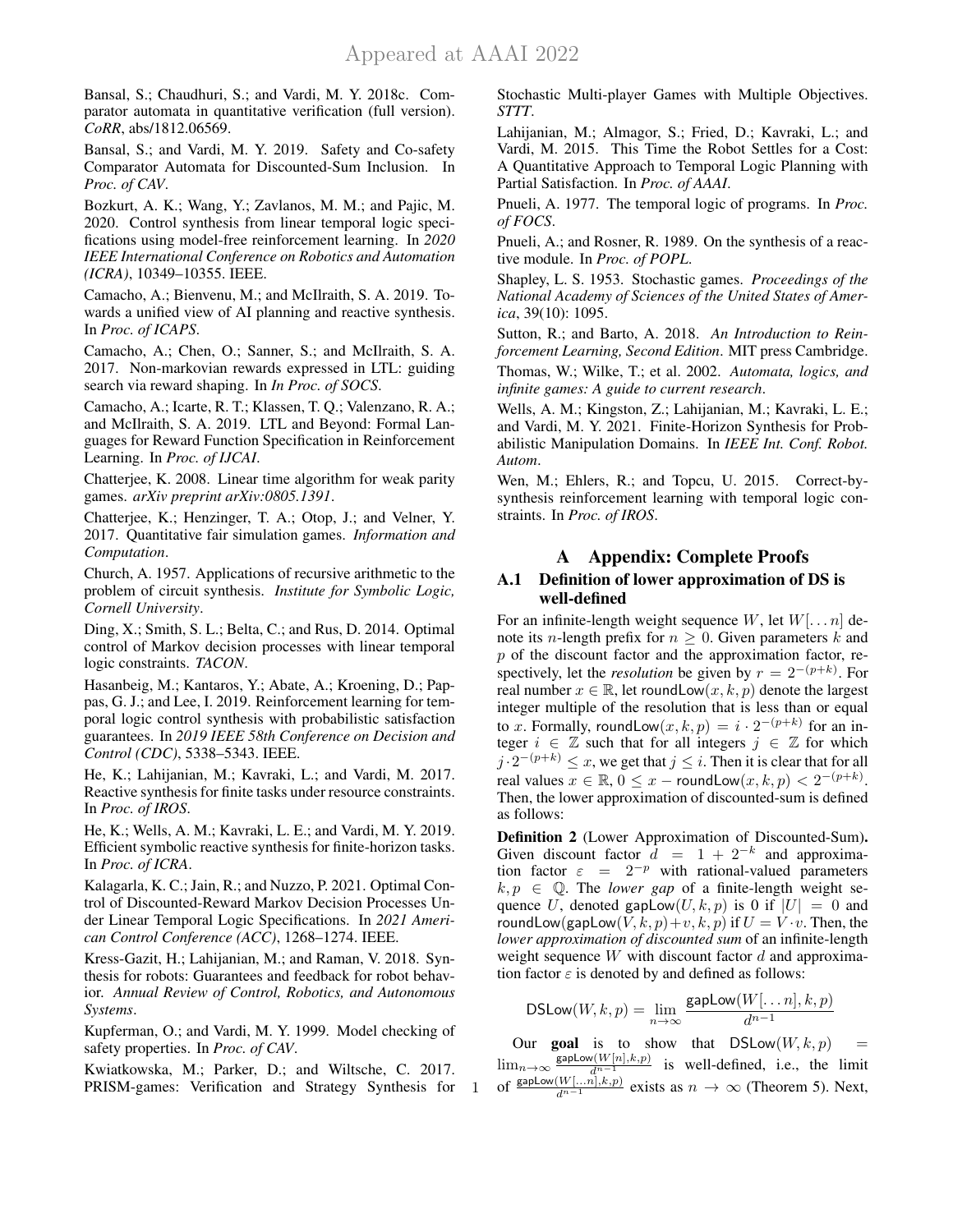Bansal, S.; Chaudhuri, S.; and Vardi, M. Y. 2018c. Comparator automata in quantitative verification (full version). *CoRR*, abs/1812.06569.

Bansal, S.; and Vardi, M. Y. 2019. Safety and Co-safety Comparator Automata for Discounted-Sum Inclusion. In *Proc. of CAV*.

Bozkurt, A. K.; Wang, Y.; Zavlanos, M. M.; and Pajic, M. 2020. Control synthesis from linear temporal logic specifications using model-free reinforcement learning. In *2020 IEEE International Conference on Robotics and Automation (ICRA)*, 10349–10355. IEEE.

Camacho, A.; Bienvenu, M.; and McIlraith, S. A. 2019. Towards a unified view of AI planning and reactive synthesis. In *Proc. of ICAPS*.

Camacho, A.; Chen, O.; Sanner, S.; and McIlraith, S. A. 2017. Non-markovian rewards expressed in LTL: guiding search via reward shaping. In *In Proc. of SOCS*.

Camacho, A.; Icarte, R. T.; Klassen, T. Q.; Valenzano, R. A.; and McIlraith, S. A. 2019. LTL and Beyond: Formal Languages for Reward Function Specification in Reinforcement Learning. In *Proc. of IJCAI*.

Chatterjee, K. 2008. Linear time algorithm for weak parity games. *arXiv preprint arXiv:0805.1391*.

Chatterjee, K.; Henzinger, T. A.; Otop, J.; and Velner, Y. 2017. Quantitative fair simulation games. *Information and Computation*.

Church, A. 1957. Applications of recursive arithmetic to the problem of circuit synthesis. *Institute for Symbolic Logic, Cornell University*.

Ding, X.; Smith, S. L.; Belta, C.; and Rus, D. 2014. Optimal control of Markov decision processes with linear temporal logic constraints. *TACON*.

Hasanbeig, M.; Kantaros, Y.; Abate, A.; Kroening, D.; Pappas, G. J.; and Lee, I. 2019. Reinforcement learning for temporal logic control synthesis with probabilistic satisfaction guarantees. In *2019 IEEE 58th Conference on Decision and Control (CDC)*, 5338–5343. IEEE.

He, K.; Lahijanian, M.; Kavraki, L.; and Vardi, M. 2017. Reactive synthesis for finite tasks under resource constraints. In *Proc. of IROS*.

He, K.; Wells, A. M.; Kavraki, L. E.; and Vardi, M. Y. 2019. Efficient symbolic reactive synthesis for finite-horizon tasks. In *Proc. of ICRA*.

Kalagarla, K. C.; Jain, R.; and Nuzzo, P. 2021. Optimal Control of Discounted-Reward Markov Decision Processes Under Linear Temporal Logic Specifications. In *2021 American Control Conference (ACC)*, 1268–1274. IEEE.

Kress-Gazit, H.; Lahijanian, M.; and Raman, V. 2018. Synthesis for robots: Guarantees and feedback for robot behavior. *Annual Review of Control, Robotics, and Autonomous Systems*.

Kupferman, O.; and Vardi, M. Y. 1999. Model checking of safety properties. In *Proc. of CAV*.

Kwiatkowska, M.; Parker, D.; and Wiltsche, C. 2017. PRISM-games: Verification and Strategy Synthesis for Stochastic Multi-player Games with Multiple Objectives. *STTT*.

Lahijanian, M.; Almagor, S.; Fried, D.; Kavraki, L.; and Vardi, M. 2015. This Time the Robot Settles for a Cost: A Quantitative Approach to Temporal Logic Planning with Partial Satisfaction. In *Proc. of AAAI*.

Pnueli, A. 1977. The temporal logic of programs. In *Proc. of FOCS*.

Pnueli, A.; and Rosner, R. 1989. On the synthesis of a reactive module. In *Proc. of POPL*.

Shapley, L. S. 1953. Stochastic games. *Proceedings of the National Academy of Sciences of the United States of America*, 39(10): 1095.

Sutton, R.; and Barto, A. 2018. *An Introduction to Reinforcement Learning, Second Edition*. MIT press Cambridge.

Thomas, W.; Wilke, T.; et al. 2002. *Automata, logics, and infinite games: A guide to current research*.

Wells, A. M.; Kingston, Z.; Lahijanian, M.; Kavraki, L. E.; and Vardi, M. Y. 2021. Finite-Horizon Synthesis for Probabilistic Manipulation Domains. In *IEEE Int. Conf. Robot. Autom*.

Wen, M.; Ehlers, R.; and Topcu, U. 2015. Correct-by-synthesis reinforcement learning with temporal logic constraints. In *Proc. of IROS*.

# A Appendix: Complete Proofs

## A.1 Definition of lower approximation of DS is well-defined

For an infinite-length weight sequence $W$, let $W[\dots n]$ denote its $n$-length prefix for $n \geq 0$. Given parameters $k$ and $p$ of the discount factor and the approximation factor, respectively, let the *resolution* be given by $r = 2^{-(p+k)}$. For real number $x \in \mathbb{R}$, let $\mathsf{roundLow}(x, k, p)$ denote the largest integer multiple of the resolution that is less than or equal to $x$. Formally, $\mathsf{roundLow}(x, k, p) = i \cdot 2^{-(p+k)}$ for an integer $i \in \mathbb{Z}$ such that for all integers $j \in \mathbb{Z}$ for which $j \cdot 2^{-(p+k)} \leq x$, we get that $j \leq i$. Then it is clear that for all real values $x \in \mathbb{R}$, $0 \leq x - \mathsf{roundLow}(x, k, p) < 2^{-(p+k)}$. Then, the lower approximation of discounted-sum is defined as follows:

**Definition 2** (Lower Approximation of Discounted-Sum)**.** Given discount factor $d = 1 + 2^{-k}$ and approximation factor $\varepsilon = 2^{-p}$ with rational-valued parameters $k, p \in \mathbb{Q}$. The *lower gap* of a finite-length weight sequence $U$, denoted $\mathsf{gapLow}(U, k, p)$ is 0 if $|U| = 0$ and $\mathsf{roundLow}(\mathsf{gapLow}(V, k, p) + v, k, p)$ if $U = V \cdot v$. Then, the *lower approximation of discounted sum* of an infinite-length weight sequence $W$ with discount factor $d$ and approximation factor $\varepsilon$ is denoted by and defined as follows:

$$\mathsf{DSLow}(W, k, p) = \lim_{n \to \infty} \frac{\mathsf{gapLow}(W[\dots n], k, p)}{d^{n-1}}$$

Our **goal** is to show that $\mathsf{DSLow}(W, k, p) = \lim_{n\to\infty} \frac{\mathsf{gapLow}(W[n],k,p)}{d^{n-1}}$ is well-defined, i.e., the limit of $\frac{\mathsf{gapLow}(W[\dots n],k,p)}{d^{n-1}}$ exists as $n \to \infty$ (Theorem 5). Next,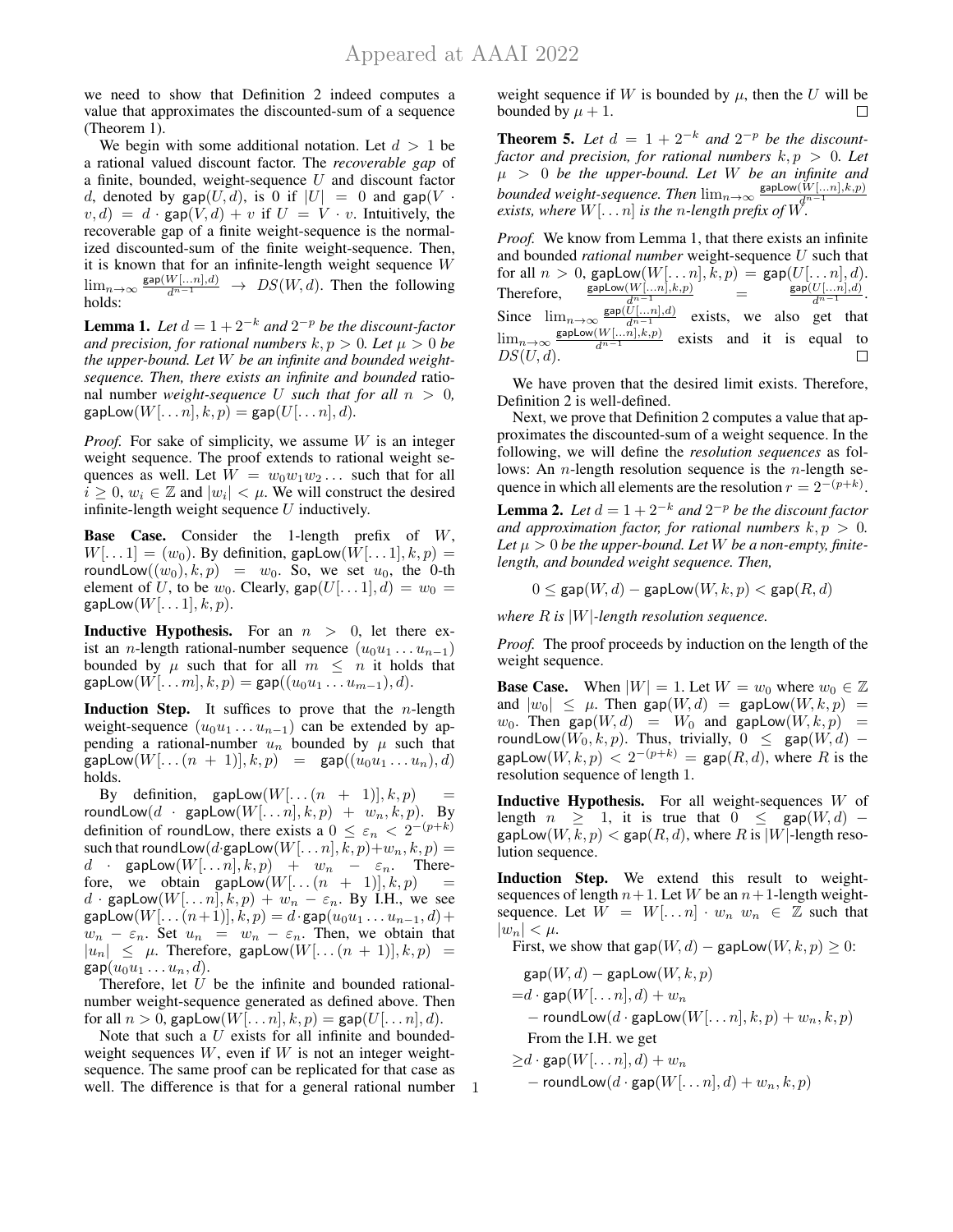we need to show that Definition 2 indeed computes a value that approximates the discounted-sum of a sequence (Theorem 1).

We begin with some additional notation. Let $d > 1$ be a rational valued discount factor. The *recoverable gap* of a finite, bounded, weight-sequence $U$ and discount factor $d$, denoted by $\mathsf{gap}(U, d)$, is 0 if $|U| = 0$ and $\mathsf{gap}(V \cdot v, d) = d \cdot \mathsf{gap}(V, d) + v$ if $U = V \cdot v$. Intuitively, the recoverable gap of a finite weight-sequence is the normalized discounted-sum of the finite weight-sequence. Then, it is known that for an infinite-length weight sequence $W$ $\lim_{n\to\infty} \frac{\mathsf{gap}(W[\dots n], d)}{d^{n-1}} \to DS(W, d)$. Then the following holds:

**Lemma 1.** *Let $d = 1 + 2^{-k}$ and $2^{-p}$ be the discount-factor and precision, for rational numbers $k, p > 0$. Let $\mu > 0$ be the upper-bound. Let $W$ be an infinite and bounded weight-sequence. Then, there exists an infinite and bounded* rational number *weight-sequence $U$ such that for all $n > 0$, $\mathsf{gapLow}(W[\dots n], k, p) = \mathsf{gap}(U[\dots n], d)$.*

*Proof.* For sake of simplicity, we assume $W$ is an integer weight sequence. The proof extends to rational weight sequences as well. Let $W = w_0 w_1 w_2 \dots$ such that for all $i \geq 0$, $w_i \in \mathbb{Z}$ and $|w_i| < \mu$. We will construct the desired infinite-length weight sequence $U$ inductively.

**Base Case.** Consider the 1-length prefix of $W$, $W[\dots 1] = (w_0)$. By definition, $\mathsf{gapLow}(W[\dots 1], k, p) = \mathsf{roundLow}((w_0), k, p) = w_0$. So, we set $u_0$, the 0-th element of $U$, to be $w_0$. Clearly, $\mathsf{gap}(U[\dots 1], d) = w_0 = \mathsf{gapLow}(W[\dots 1], k, p)$.

**Inductive Hypothesis.** For an $n > 0$, let there exist an $n$-length rational-number sequence $(u_0 u_1 \dots u_{n-1})$ bounded by $\mu$ such that for all $m \leq n$ it holds that $\mathsf{gapLow}(W[\dots m], k, p) = \mathsf{gap}((u_0 u_1 \dots u_{m-1}), d)$.

**Induction Step.** It suffices to prove that the $n$-length weight-sequence $(u_0 u_1 \dots u_{n-1})$ can be extended by appending a rational-number $u_n$ bounded by $\mu$ such that $\mathsf{gapLow}(W[\dots(n+1)], k, p) = \mathsf{gap}((u_0 u_1 \dots u_n), d)$ holds.

By definition, $\mathsf{gapLow}(W[\dots(n+1)], k, p) = \mathsf{roundLow}(d \cdot \mathsf{gapLow}(W[\dots n], k, p) + w_n, k, p)$. By definition of $\mathsf{roundLow}$, there exists a $0 \leq \varepsilon_n < 2^{-(p+k)}$ such that $\mathsf{roundLow}(d \cdot \mathsf{gapLow}(W[\dots n], k, p) + w_n, k, p) = d \cdot \mathsf{gapLow}(W[\dots n], k, p) + w_n - \varepsilon_n$. Therefore, we obtain $\mathsf{gapLow}(W[\dots(n+1)], k, p) = d \cdot \mathsf{gapLow}(W[\dots n], k, p) + w_n - \varepsilon_n$. By I.H., we see $\mathsf{gapLow}(W[\dots(n+1)], k, p) = d \cdot \mathsf{gap}(u_0 u_1 \dots u_{n-1}, d) + w_n - \varepsilon_n$. Set $u_n = w_n - \varepsilon_n$. Then, we obtain that $|u_n| \leq \mu$. Therefore, $\mathsf{gapLow}(W[\dots(n+1)], k, p) = \mathsf{gap}(u_0 u_1 \dots u_n, d)$.

Therefore, let $U$ be the infinite and bounded rational-number weight-sequence generated as defined above. Then for all $n > 0$, $\mathsf{gapLow}(W[\dots n], k, p) = \mathsf{gap}(U[\dots n], d)$.

Note that such a $U$ exists for all infinite and bounded-weight sequences $W$, even if $W$ is not an integer weight-sequence. The same proof can be replicated for that case as well. The difference is that for a general rational number weight sequence if $W$ is bounded by $\mu$, then the $U$ will be bounded by $\mu + 1$. $\square$

**Theorem 5.** *Let $d = 1 + 2^{-k}$ and $2^{-p}$ be the discount-factor and precision, for rational numbers $k, p > 0$. Let $\mu > 0$ be the upper-bound. Let $W$ be an infinite and bounded weight-sequence. Then $\lim_{n\to\infty} \frac{\mathsf{gapLow}(W[\dots n], k, p)}{d^{n-1}}$ exists, where $W[\dots n]$ is the $n$-length prefix of $W$.*

*Proof.* We know from Lemma 1, that there exists an infinite and bounded *rational number* weight-sequence $U$ such that for all $n > 0$, $\mathsf{gapLow}(W[\dots n], k, p) = \mathsf{gap}(U[\dots n], d)$. Therefore, $\frac{\mathsf{gapLow}(W[\dots n], k, p)}{d^{n-1}} = \frac{\mathsf{gap}(U[\dots n], d)}{d^{n-1}}$. Since $\lim_{n\to\infty} \frac{\mathsf{gap}(U[\dots n], d)}{d^{n-1}}$ exists, we also get that $\lim_{n\to\infty} \frac{\mathsf{gapLow}(W[\dots n], k, p)}{d^{n-1}}$ exists and it is equal to $DS(U, d)$. $\square$

We have proven that the desired limit exists. Therefore, Definition 2 is well-defined.

Next, we prove that Definition 2 computes a value that approximates the discounted-sum of a weight sequence. In the following, we will define the *resolution sequences* as follows: An $n$-length resolution sequence is the $n$-length sequence in which all elements are the resolution $r = 2^{-(p+k)}$.

**Lemma 2.** *Let $d = 1 + 2^{-k}$ and $2^{-p}$ be the discount factor and approximation factor, for rational numbers $k, p > 0$. Let $\mu > 0$ be the upper-bound. Let $W$ be a non-empty, finite-length, and bounded weight sequence. Then,*

$$0 \leq \mathsf{gap}(W, d) - \mathsf{gapLow}(W, k, p) < \mathsf{gap}(R, d)$$

*where $R$ is $|W|$-length resolution sequence.*

*Proof.* The proof proceeds by induction on the length of the weight sequence.

**Base Case.** When $|W| = 1$. Let $W = w_0$ where $w_0 \in \mathbb{Z}$ and $|w_0| \leq \mu$. Then $\mathsf{gap}(W, d) = \mathsf{gapLow}(W, k, p) = w_0$. Then $\mathsf{gap}(W, d) = W_0$ and $\mathsf{gapLow}(W, k, p) = \mathsf{roundLow}(W_0, k, p)$. Thus, trivially, $0 \leq \mathsf{gap}(W, d) - \mathsf{gapLow}(W, k, p) < 2^{-(p+k)} = \mathsf{gap}(R, d)$, where $R$ is the resolution sequence of length 1.

**Inductive Hypothesis.** For all weight-sequences $W$ of length $n \geq 1$, it is true that $0 \leq \mathsf{gap}(W, d) - \mathsf{gapLow}(W, k, p) < \mathsf{gap}(R, d)$, where $R$ is $|W|$-length resolution sequence.

**Induction Step.** We extend this result to weight-sequences of length $n+1$. Let $W$ be an $n+1$-length weight-sequence. Let $W = W[\dots n] \cdot w_n$ $w_n \in \mathbb{Z}$ such that $|w_n| < \mu$.

First, we show that $\mathsf{gap}(W, d) - \mathsf{gapLow}(W, k, p) \geq 0$:

$$
\begin{aligned}
&\mathsf{gap}(W, d) - \mathsf{gapLow}(W, k, p) \\
=& d \cdot \mathsf{gap}(W[\dots n], d) + w_n \\
& - \mathsf{roundLow}(d \cdot \mathsf{gapLow}(W[\dots n], k, p) + w_n, k, p) \\
& \text{From the I.H. we get} \\
\geq& d \cdot \mathsf{gap}(W[\dots n], d) + w_n \\
& - \mathsf{roundLow}(d \cdot \mathsf{gap}(W[\dots n], d) + w_n, k, p)
\end{aligned}
$$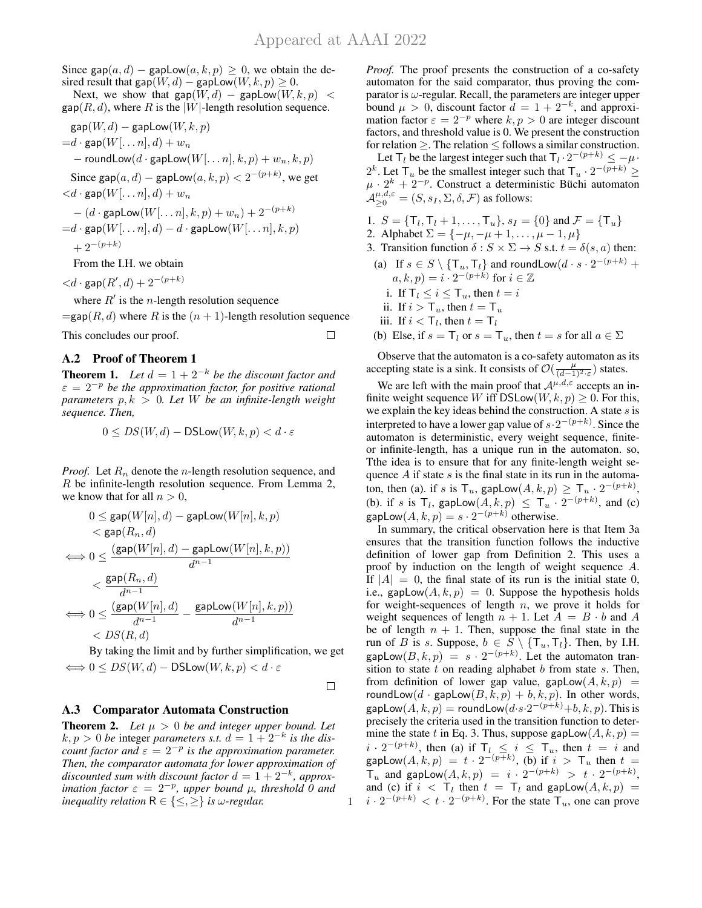Since $\mathsf{gap}(a,d) - \mathsf{gapLow}(a,k,p) \geq 0$, we obtain the desired result that $\mathsf{gap}(W,d) - \mathsf{gapLow}(W,k,p) \geq 0$.

Next, we show that $\mathsf{gap}(W,d) - \mathsf{gapLow}(W,k,p) < \mathsf{gap}(R,d)$, where $R$ is the $|W|$-length resolution sequence.

$$\begin{aligned}
&\mathsf{gap}(W,d) - \mathsf{gapLow}(W,k,p)\\
=&d \cdot \mathsf{gap}(W[\dots n], d) + w_n\\
&- \mathsf{roundLow}(d \cdot \mathsf{gapLow}(W[\dots n],k,p) + w_n, k, p)
\end{aligned}$$

Since $\mathsf{gap}(a,d) - \mathsf{gapLow}(a,k,p) < 2^{-(p+k)}$, we get

$$\begin{aligned}
<&d \cdot \mathsf{gap}(W[\dots n], d) + w_n\\
&- (d \cdot \mathsf{gapLow}(W[\dots n],k,p) + w_n) + 2^{-(p+k)}\\
=&d \cdot \mathsf{gap}(W[\dots n], d) - d \cdot \mathsf{gapLow}(W[\dots n],k,p)\\
&+ 2^{-(p+k)}
\end{aligned}$$

From the I.H. we obtain

$$<d \cdot \mathsf{gap}(R',d) + 2^{-(p+k)}$$

where $R'$ is the $n$-length resolution sequence

$=\mathsf{gap}(R,d)$ where $R$ is the $(n+1)$-length resolution sequence

This concludes our proof. □

## A.2 Proof of Theorem 1

**Theorem 1.** *Let $d = 1 + 2^{-k}$ be the discount factor and $\varepsilon = 2^{-p}$ be the approximation factor, for positive rational parameters $p, k > 0$. Let $W$ be an infinite-length weight sequence. Then,*

$$0 \leq DS(W,d) - \mathsf{DSLow}(W,k,p) < d \cdot \varepsilon$$

*Proof.* Let $R_n$ denote the $n$-length resolution sequence, and $R$ be infinite-length resolution sequence. From Lemma 2, we know that for all $n > 0$,

$$\begin{aligned}
&0 \leq \mathsf{gap}(W[n],d) - \mathsf{gapLow}(W[n],k,p)\\
&\quad < \mathsf{gap}(R_n,d)\\
\iff &0 \leq \frac{(\mathsf{gap}(W[n],d) - \mathsf{gapLow}(W[n],k,p))}{d^{n-1}}\\
&\quad < \frac{\mathsf{gap}(R_n,d)}{d^{n-1}}\\
\iff &0 \leq \frac{(\mathsf{gap}(W[n],d)}{d^{n-1}} - \frac{\mathsf{gapLow}(W[n],k,p))}{d^{n-1}}\\
&\quad < DS(R,d)
\end{aligned}$$

By taking the limit and by further simplification, we get

$$\iff 0 \leq DS(W,d) - \mathsf{DSLow}(W,k,p) < d \cdot \varepsilon$$

□

## A.3 Comparator Automata Construction

**Theorem 2.** *Let $\mu > 0$ be and integer upper bound. Let $k, p > 0$ be* integer *parameters s.t. $d = 1 + 2^{-k}$ is the discount factor and $\varepsilon = 2^{-p}$ is the approximation parameter. Then, the comparator automata for lower approximation of discounted sum with discount factor $d = 1 + 2^{-k}$, approximation factor $\varepsilon = 2^{-p}$, upper bound $\mu$, threshold 0 and inequality relation $\mathsf{R} \in \{\leq, \geq\}$ is $\omega$-regular.*

*Proof.* The proof presents the construction of a co-safety automaton for the said comparator, thus proving the comparator is $\omega$-regular. Recall, the parameters are integer upper bound $\mu > 0$, discount factor $d = 1 + 2^{-k}$, and approximation factor $\varepsilon = 2^{-p}$ where $k, p > 0$ are integer discount factors, and threshold value is 0. We present the construction for relation $\geq$. The relation $\leq$ follows a similar construction.

Let $\mathsf{T}_l$ be the largest integer such that $\mathsf{T}_l \cdot 2^{-(p+k)} \leq -\mu \cdot 2^k$. Let $\mathsf{T}_u$ be the smallest integer such that $\mathsf{T}_u \cdot 2^{-(p+k)} \geq \mu \cdot 2^k + 2^{-p}$. Construct a deterministic Büchi automaton $\mathcal{A}^{\mu,d,\varepsilon}_{\geq 0} = (S, s_I, \Sigma, \delta, \mathcal{F})$ as follows:

1. $S = \{\mathsf{T}_l, \mathsf{T}_l + 1, \dots, \mathsf{T}_u\}$, $s_I = \{0\}$ and $\mathcal{F} = \{\mathsf{T}_u\}$
2. Alphabet $\Sigma = \{-\mu, -\mu+1, \dots, \mu-1, \mu\}$
3. Transition function $\delta : S \times \Sigma \to S$ s.t. $t = \delta(s, a)$ then:
   (a) If $s \in S \setminus \{\mathsf{T}_u, \mathsf{T}_l\}$ and $\mathsf{roundLow}(d \cdot s \cdot 2^{-(p+k)} + a, k, p) = i \cdot 2^{-(p+k)}$ for $i \in \mathbb{Z}$
      i. If $\mathsf{T}_l \leq i \leq \mathsf{T}_u$, then $t = i$
      ii. If $i > \mathsf{T}_u$, then $t = \mathsf{T}_u$
      iii. If $i < \mathsf{T}_l$, then $t = \mathsf{T}_l$
   (b) Else, if $s = \mathsf{T}_l$ or $s = \mathsf{T}_u$, then $t = s$ for all $a \in \Sigma$

Observe that the automaton is a co-safety automaton as its accepting state is a sink. It consists of $\mathcal{O}(\frac{\mu}{(d-1)^2 \cdot \varepsilon})$ states.

We are left with the main proof that $\mathcal{A}^{\mu,d,\varepsilon}$ accepts an infinite weight sequence $W$ iff $\mathsf{DSLow}(W,k,p) \geq 0$. For this, we explain the key ideas behind the construction. A state $s$ is interpreted to have a lower gap value of $s \cdot 2^{-(p+k)}$. Since the automaton is deterministic, every weight sequence, finite- or infinite-length, has a unique run in the automaton. so, Tthe idea is to ensure that for any finite-length weight sequence $A$ if state $s$ is the final state in its run in the automaton, then (a). if $s$ is $\mathsf{T}_u$, $\mathsf{gapLow}(A,k,p) \geq \mathsf{T}_u \cdot 2^{-(p+k)}$, (b). if $s$ is $\mathsf{T}_l$, $\mathsf{gapLow}(A,k,p) \leq \mathsf{T}_u \cdot 2^{-(p+k)}$, and (c) $\mathsf{gapLow}(A,k,p) = s \cdot 2^{-(p+k)}$ otherwise.

In summary, the critical observation here is that Item 3a ensures that the transition function follows the inductive definition of lower gap from Definition 2. This uses a proof by induction on the length of weight sequence $A$. If $|A| = 0$, the final state of its run is the initial state 0, i.e., $\mathsf{gapLow}(A,k,p) = 0$. Suppose the hypothesis holds for weight-sequences of length $n$, we prove it holds for weight sequences of length $n+1$. Let $A = B \cdot b$ and $A$ be of length $n+1$. Then, suppose the final state in the run of $B$ is $s$. Suppose, $b \in S \setminus \{\mathsf{T}_u, \mathsf{T}_l\}$. Then, by I.H. $\mathsf{gapLow}(B,k,p) = s \cdot 2^{-(p+k)}$. Let the automaton transition to state $t$ on reading alphabet $b$ from state $s$. Then, from definition of lower gap value, $\mathsf{gapLow}(A,k,p) = \mathsf{roundLow}(d \cdot \mathsf{gapLow}(B,k,p) + b, k, p)$. In other words, $\mathsf{gapLow}(A,k,p) = \mathsf{roundLow}(d \cdot s \cdot 2^{-(p+k)} + b, k, p)$. This is precisely the criteria used in the transition function to determine the state $t$ in Eq. 3. Thus, suppose $\mathsf{gapLow}(A,k,p) = i \cdot 2^{-(p+k)}$, then (a) if $\mathsf{T}_l \leq i \leq \mathsf{T}_u$, then $t = i$ and $\mathsf{gapLow}(A,k,p) = t \cdot 2^{-(p+k)}$, (b) if $i > \mathsf{T}_u$ then $t = \mathsf{T}_u$ and $\mathsf{gapLow}(A,k,p) = i \cdot 2^{-(p+k)} > t \cdot 2^{-(p+k)}$, and (c) if $i < \mathsf{T}_l$ then $t = \mathsf{T}_l$ and $\mathsf{gapLow}(A,k,p) = i \cdot 2^{-(p+k)} < t \cdot 2^{-(p+k)}$. For the state $\mathsf{T}_u$, one can prove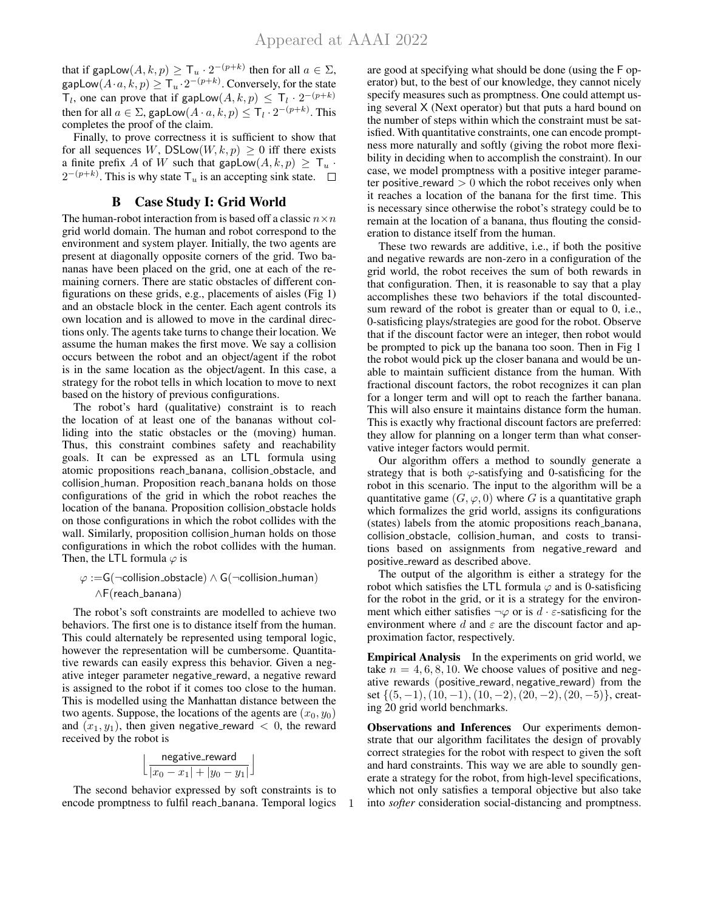that if $\mathsf{gapLow}(A, k, p) \geq \mathsf{T}_u \cdot 2^{-(p+k)}$ then for all $a \in \Sigma$, $\mathsf{gapLow}(A \cdot a, k, p) \geq \mathsf{T}_u \cdot 2^{-(p+k)}$. Conversely, for the state $\mathsf{T}_l$, one can prove that if $\mathsf{gapLow}(A, k, p) \leq \mathsf{T}_l \cdot 2^{-(p+k)}$ then for all $a \in \Sigma$, $\mathsf{gapLow}(A \cdot a, k, p) \leq \mathsf{T}_l \cdot 2^{-(p+k)}$. This completes the proof of the claim.

Finally, to prove correctness it is sufficient to show that for all sequences $W$, $\mathsf{DSLow}(W, k, p) \geq 0$ iff there exists a finite prefix $A$ of $W$ such that $\mathsf{gapLow}(A, k, p) \geq \mathsf{T}_u \cdot 2^{-(p+k)}$. This is why state $\mathsf{T}_u$ is an accepting sink state. $\square$

## B Case Study I: Grid World

The human-robot interaction from is based off a classic $n \times n$ grid world domain. The human and robot correspond to the environment and system player. Initially, the two agents are present at diagonally opposite corners of the grid. Two bananas have been placed on the grid, one at each of the remaining corners. There are static obstacles of different configurations on these grids, e.g., placements of aisles (Fig 1) and an obstacle block in the center. Each agent controls its own location and is allowed to move in the cardinal directions only. The agents take turns to change their location. We assume the human makes the first move. We say a collision occurs between the robot and an object/agent if the robot is in the same location as the object/agent. In this case, a strategy for the robot tells in which location to move to next based on the history of previous configurations.

The robot's hard (qualitative) constraint is to reach the location of at least one of the bananas without colliding into the static obstacles or the (moving) human. Thus, this constraint combines safety and reachability goals. It can be expressed as an LTL formula using atomic propositions reach_banana, collision_obstacle, and collision_human. Proposition reach_banana holds on those configurations of the grid in which the robot reaches the location of the banana. Proposition collision_obstacle holds on those configurations in which the robot collides with the wall. Similarly, proposition collision_human holds on those configurations in which the robot collides with the human. Then, the LTL formula $\varphi$ is

$$\varphi := \mathsf{G}(\neg \mathsf{collision\_obstacle}) \wedge \mathsf{G}(\neg \mathsf{collision\_human}) \wedge \mathsf{F}(\mathsf{reach\_banana})$$

The robot's soft constraints are modelled to achieve two behaviors. The first one is to distance itself from the human. This could alternately be represented using temporal logic, however the representation will be cumbersome. Quantitative rewards can easily express this behavior. Given a negative integer parameter negative_reward, a negative reward is assigned to the robot if it comes too close to the human. This is modelled using the Manhattan distance between the two agents. Suppose, the locations of the agents are $(x_0, y_0)$ and $(x_1, y_1)$, then given negative_reward $< 0$, the reward received by the robot is

$$\left\lfloor \frac{\mathsf{negative\_reward}}{|x_0 - x_1| + |y_0 - y_1|} \right\rfloor$$

The second behavior expressed by soft constraints is to encode promptness to fulfil reach_banana. Temporal logics are good at specifying what should be done (using the F operator) but, to the best of our knowledge, they cannot nicely specify measures such as promptness. One could attempt using several X (Next operator) but that puts a hard bound on the number of steps within which the constraint must be satisfied. With quantitative constraints, one can encode promptness more naturally and softly (giving the robot more flexibility in deciding when to accomplish the constraint). In our case, we model promptness with a positive integer parameter positive_reward $> 0$ which the robot receives only when it reaches a location of the banana for the first time. This is necessary since otherwise the robot's strategy could be to remain at the location of a banana, thus flouting the consideration to distance itself from the human.

These two rewards are additive, i.e., if both the positive and negative rewards are non-zero in a configuration of the grid world, the robot receives the sum of both rewards in that configuration. Then, it is reasonable to say that a play accomplishes these two behaviors if the total discounted-sum reward of the robot is greater than or equal to 0, i.e., 0-satisficing plays/strategies are good for the robot. Observe that if the discount factor were an integer, then robot would be prompted to pick up the banana too soon. Then in Fig 1 the robot would pick up the closer banana and would be unable to maintain sufficient distance from the human. With fractional discount factors, the robot recognizes it can plan for a longer term and will opt to reach the farther banana. This will also ensure it maintains distance form the human. This is exactly why fractional discount factors are preferred: they allow for planning on a longer term than what conservative integer factors would permit.

Our algorithm offers a method to soundly generate a strategy that is both $\varphi$-satisfying and 0-satisficing for the robot in this scenario. The input to the algorithm will be a quantitative game $(G, \varphi, 0)$ where $G$ is a quantitative graph which formalizes the grid world, assigns its configurations (states) labels from the atomic propositions reach_banana, collision_obstacle, collision_human, and costs to transitions based on assignments from negative_reward and positive_reward as described above.

The output of the algorithm is either a strategy for the robot which satisfies the LTL formula $\varphi$ and is 0-satisficing for the robot in the grid, or it is a strategy for the environment which either satisfies $\neg\varphi$ or is $d \cdot \varepsilon$-satisficing for the environment where $d$ and $\varepsilon$ are the discount factor and approximation factor, respectively.

**Empirical Analysis** In the experiments on grid world, we take $n = 4, 6, 8, 10$. We choose values of positive and negative rewards (positive_reward, negative_reward) from the set $\{(5, -1), (10, -1), (10, -2), (20, -2), (20, -5)\}$, creating 20 grid world benchmarks.

**Observations and Inferences** Our experiments demonstrate that our algorithm facilitates the design of provably correct strategies for the robot with respect to given the soft and hard constraints. This way we are able to soundly generate a strategy for the robot, from high-level specifications, which not only satisfies a temporal objective but also take into *softer* consideration social-distancing and promptness.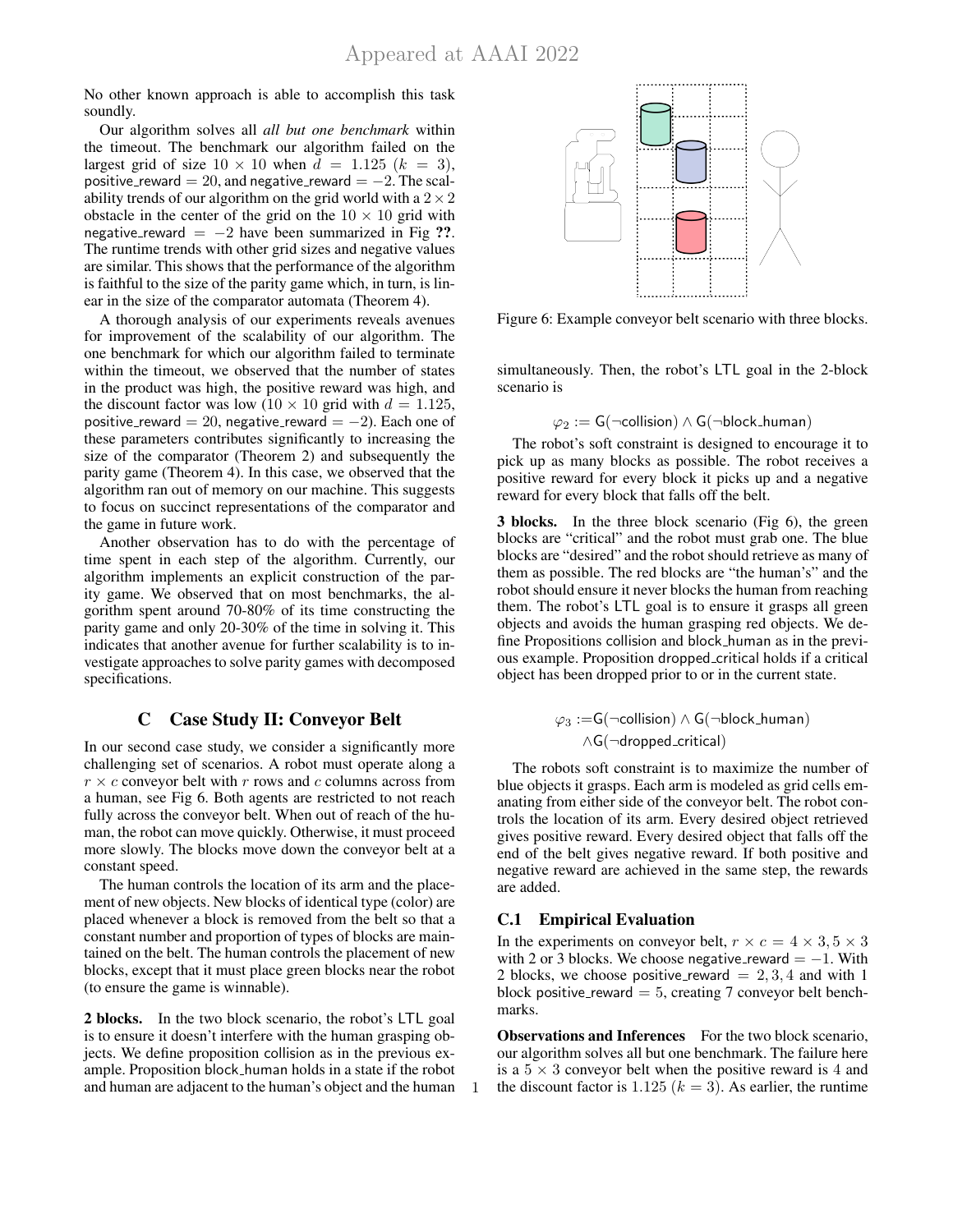No other known approach is able to accomplish this task soundly.

Our algorithm solves all *all but one benchmark* within the timeout. The benchmark our algorithm failed on the largest grid of size $10 \times 10$ when $d = 1.125$ ($k = 3$), positive_reward = 20, and negative_reward = −2. The scalability trends of our algorithm on the grid world with a $2 \times 2$ obstacle in the center of the grid on the $10 \times 10$ grid with negative_reward = −2 have been summarized in Fig **??**. The runtime trends with other grid sizes and negative values are similar. This shows that the performance of the algorithm is faithful to the size of the parity game which, in turn, is linear in the size of the comparator automata (Theorem 4).

A thorough analysis of our experiments reveals avenues for improvement of the scalability of our algorithm. The one benchmark for which our algorithm failed to terminate within the timeout, we observed that the number of states in the product was high, the positive reward was high, and the discount factor was low ($10 \times 10$ grid with $d = 1.125$, positive_reward = 20, negative_reward = −2). Each one of these parameters contributes significantly to increasing the size of the comparator (Theorem 2) and subsequently the parity game (Theorem 4). In this case, we observed that the algorithm ran out of memory on our machine. This suggests to focus on succinct representations of the comparator and the game in future work.

Another observation has to do with the percentage of time spent in each step of the algorithm. Currently, our algorithm implements an explicit construction of the parity game. We observed that on most benchmarks, the algorithm spent around 70-80% of its time constructing the parity game and only 20-30% of the time in solving it. This indicates that another avenue for further scalability is to investigate approaches to solve parity games with decomposed specifications.

## C Case Study II: Conveyor Belt

In our second case study, we consider a significantly more challenging set of scenarios. A robot must operate along a $r \times c$ conveyor belt with $r$ rows and $c$ columns across from a human, see Fig 6. Both agents are restricted to not reach fully across the conveyor belt. When out of reach of the human, the robot can move quickly. Otherwise, it must proceed more slowly. The blocks move down the conveyor belt at a constant speed.

The human controls the location of its arm and the placement of new objects. New blocks of identical type (color) are placed whenever a block is removed from the belt so that a constant number and proportion of types of blocks are maintained on the belt. The human controls the placement of new blocks, except that it must place green blocks near the robot (to ensure the game is winnable).

**2 blocks.** In the two block scenario, the robot's LTL goal is to ensure it doesn't interfere with the human grasping objects. We define proposition collision as in the previous example. Proposition block_human holds in a state if the robot and human are adjacent to the human's object and the human simultaneously. Then, the robot's LTL goal in the 2-block scenario is

$$\varphi_2 := \mathsf{G}(\neg \mathsf{collision}) \wedge \mathsf{G}(\neg \mathsf{block\_human})$$

The robot's soft constraint is designed to encourage it to pick up as many blocks as possible. The robot receives a positive reward for every block it picks up and a negative reward for every block that falls off the belt.

Figure 6: Example conveyor belt scenario with three blocks.

**3 blocks.** In the three block scenario (Fig 6), the green blocks are "critical" and the robot must grab one. The blue blocks are "desired" and the robot should retrieve as many of them as possible. The red blocks are "the human's" and the robot should ensure it never blocks the human from reaching them. The robot's LTL goal is to ensure it grasps all green objects and avoids the human grasping red objects. We define Propositions collision and block_human as in the previous example. Proposition dropped_critical holds if a critical object has been dropped prior to or in the current state.

$$\varphi_3 := \mathsf{G}(\neg \mathsf{collision}) \wedge \mathsf{G}(\neg \mathsf{block\_human}) \wedge \mathsf{G}(\neg \mathsf{dropped\_critical})$$

The robots soft constraint is to maximize the number of blue objects it grasps. Each arm is modeled as grid cells emanating from either side of the conveyor belt. The robot controls the location of its arm. Every desired object retrieved gives positive reward. Every desired object that falls off the end of the belt gives negative reward. If both positive and negative reward are achieved in the same step, the rewards are added.

### C.1 Empirical Evaluation

In the experiments on conveyor belt, $r \times c = 4 \times 3, 5 \times 3$ with 2 or 3 blocks. We choose negative_reward = −1. With 2 blocks, we choose positive_reward = 2, 3, 4 and with 1 block positive_reward = 5, creating 7 conveyor belt benchmarks.

**Observations and Inferences** For the two block scenario, our algorithm solves all but one benchmark. The failure here is a $5 \times 3$ conveyor belt when the positive reward is 4 and the discount factor is 1.125 ($k = 3$). As earlier, the runtime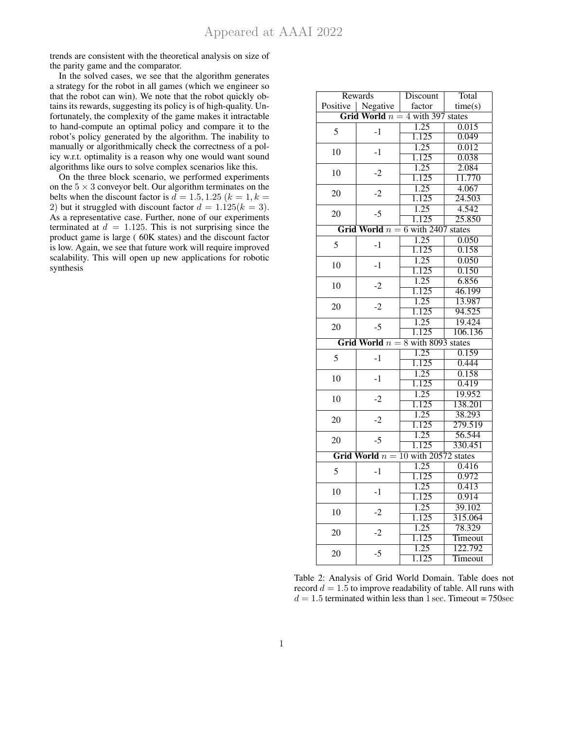trends are consistent with the theoretical analysis on size of the parity game and the comparator.

In the solved cases, we see that the algorithm generates a strategy for the robot in all games (which we engineer so that the robot can win). We note that the robot quickly obtains its rewards, suggesting its policy is of high-quality. Unfortunately, the complexity of the game makes it intractable to hand-compute an optimal policy and compare it to the robot's policy generated by the algorithm. The inability to manually or algorithmically check the correctness of a policy w.r.t. optimality is a reason why one would want sound algorithms like ours to solve complex scenarios like this.

On the three block scenario, we performed experiments on the $5 \times 3$ conveyor belt. Our algorithm terminates on the belts when the discount factor is $d = 1.5, 1.25$ ($k = 1, k = 2$) but it struggled with discount factor $d = 1.125 (k = 3)$. As a representative case. Further, none of our experiments terminated at $d = 1.125$. This is not surprising since the product game is large ( 60K states) and the discount factor is low. Again, we see that future work will require improved scalability. This will open up new applications for robotic synthesis

| Rewards | | Discount | Total |
|---|---|---|---|
| Positive | Negative | factor | time(s) |
| **Grid World** $n = 4$ with 397 states | | | |
| 5 | -1 | 1.25 | 0.015 |
| | | 1.125 | 0.049 |
| 10 | -1 | 1.25 | 0.012 |
| | | 1.125 | 0.038 |
| 10 | -2 | 1.25 | 2.084 |
| | | 1.125 | 11.770 |
| 20 | -2 | 1.25 | 4.067 |
| | | 1.125 | 24.503 |
| 20 | -5 | 1.25 | 4.542 |
| | | 1.125 | 25.850 |
| **Grid World** $n = 6$ with 2407 states | | | |
| 5 | -1 | 1.25 | 0.050 |
| | | 1.125 | 0.158 |
| 10 | -1 | 1.25 | 0.050 |
| | | 1.125 | 0.150 |
| 10 | -2 | 1.25 | 6.856 |
| | | 1.125 | 46.199 |
| 20 | -2 | 1.25 | 13.987 |
| | | 1.125 | 94.525 |
| 20 | -5 | 1.25 | 19.424 |
| | | 1.125 | 106.136 |
| **Grid World** $n = 8$ with 8093 states | | | |
| 5 | -1 | 1.25 | 0.159 |
| | | 1.125 | 0.444 |
| 10 | -1 | 1.25 | 0.158 |
| | | 1.125 | 0.419 |
| 10 | -2 | 1.25 | 19.952 |
| | | 1.125 | 138.201 |
| 20 | -2 | 1.25 | 38.293 |
| | | 1.125 | 279.519 |
| 20 | -5 | 1.25 | 56.544 |
| | | 1.125 | 330.451 |
| **Grid World** $n = 10$ with 20572 states | | | |
| 5 | -1 | 1.25 | 0.416 |
| | | 1.125 | 0.972 |
| 10 | -1 | 1.25 | 0.413 |
| | | 1.125 | 0.914 |
| 10 | -2 | 1.25 | 39.102 |
| | | 1.125 | 315.064 |
| 20 | -2 | 1.25 | 78.329 |
| | | 1.125 | Timeout |
| 20 | -5 | 1.25 | 122.792 |
| | | 1.125 | Timeout |

Table 2: Analysis of Grid World Domain. Table does not record $d = 1.5$ to improve readability of table. All runs with $d = 1.5$ terminated within less than 1 sec. Timeout = 750sec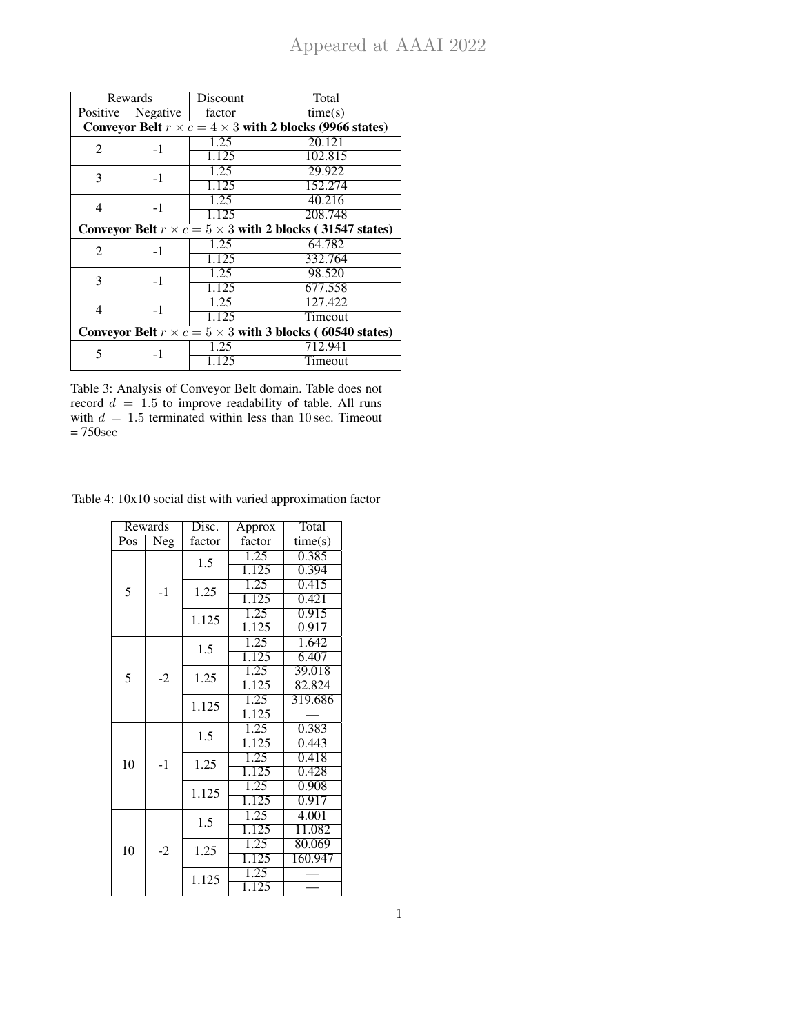| Rewards | | Discount | Total |
|---|---|---|---|
| Positive | Negative | factor | time(s) |
| **Conveyor Belt $r \times c = 4 \times 3$ with 2 blocks (9966 states)** | | | |
| 2 | -1 | 1.25 | 20.121 |
| | | 1.125 | 102.815 |
| 3 | -1 | 1.25 | 29.922 |
| | | 1.125 | 152.274 |
| 4 | -1 | 1.25 | 40.216 |
| | | 1.125 | 208.748 |
| **Conveyor Belt $r \times c = 5 \times 3$ with 2 blocks ( 31547 states)** | | | |
| 2 | -1 | 1.25 | 64.782 |
| | | 1.125 | 332.764 |
| 3 | -1 | 1.25 | 98.520 |
| | | 1.125 | 677.558 |
| 4 | -1 | 1.25 | 127.422 |
| | | 1.125 | Timeout |
| **Conveyor Belt $r \times c = 5 \times 3$ with 3 blocks ( 60540 states)** | | | |
| 5 | -1 | 1.25 | 712.941 |
| | | 1.125 | Timeout |

Table 3: Analysis of Conveyor Belt domain. Table does not record $d = 1.5$ to improve readability of table. All runs with $d = 1.5$ terminated within less than $10\,\text{sec}$. Timeout = $750\text{sec}$

Table 4: 10x10 social dist with varied approximation factor

| Rewards | | Disc. | Approx | Total |
|---|---|---|---|---|
| Pos | Neg | factor | factor | time(s) |
| 5 | -1 | 1.5 | 1.25 | 0.385 |
| | | | 1.125 | 0.394 |
| | | 1.25 | 1.25 | 0.415 |
| | | | 1.125 | 0.421 |
| | | 1.125 | 1.25 | 0.915 |
| | | | 1.125 | 0.917 |
| 5 | -2 | 1.5 | 1.25 | 1.642 |
| | | | 1.125 | 6.407 |
| | | 1.25 | 1.25 | 39.018 |
| | | | 1.125 | 82.824 |
| | | 1.125 | 1.25 | 319.686 |
| | | | 1.125 | — |
| 10 | -1 | 1.5 | 1.25 | 0.383 |
| | | | 1.125 | 0.443 |
| | | 1.25 | 1.25 | 0.418 |
| | | | 1.125 | 0.428 |
| | | 1.125 | 1.25 | 0.908 |
| | | | 1.125 | 0.917 |
| 10 | -2 | 1.5 | 1.25 | 4.001 |
| | | | 1.125 | 11.082 |
| | | 1.25 | 1.25 | 80.069 |
| | | | 1.125 | 160.947 |
| | | 1.125 | 1.25 | — |
| | | | 1.125 | — |